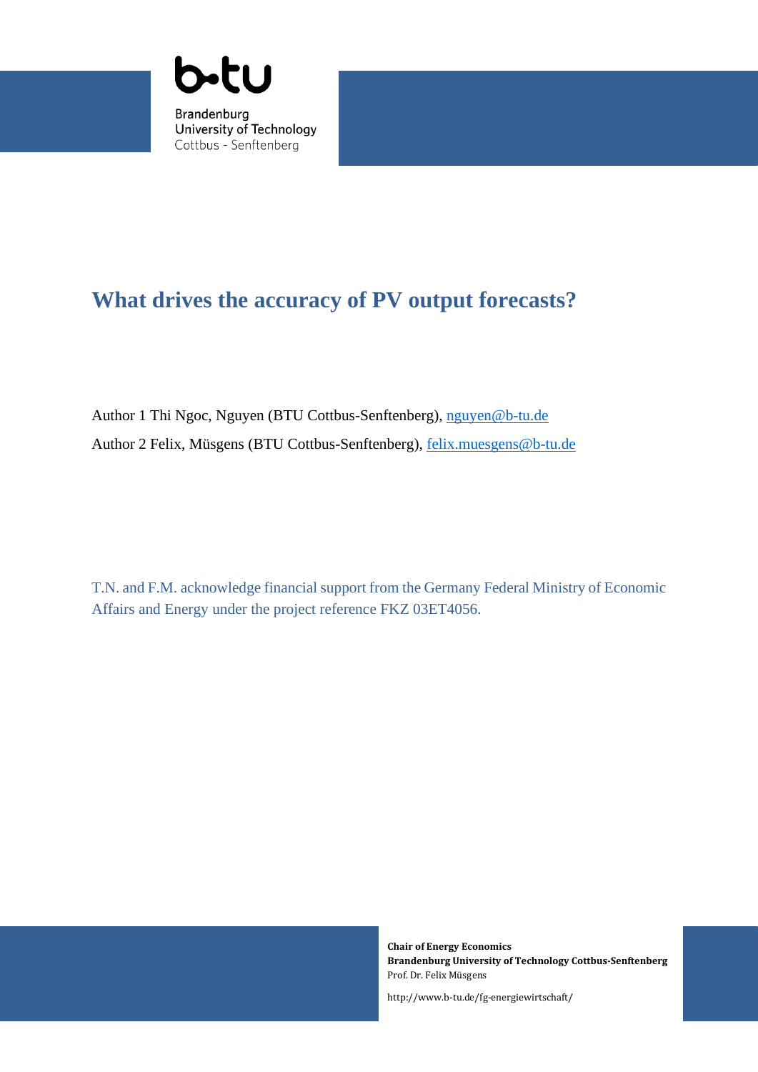Brandenburg University of Technology Cottbus - Senftenberg

# What drives the accuracy of PV output forecasts?

Author 1 Thi Ngoc, Nguyen (BTU Cottbus-Senftenberg), nguyen@b-tu.de

Author 2 Felix, Müsgens (BTU Cottbus-Senftenberg), felix.muesgens@b-tu.de

T.N. and F.M. acknowledge financial support from the Germany Federal Ministry of Economic Affairs and Energy under the project reference FKZ 03ET4056.

**Chair of Energy Economics**
**Brandenburg University of Technology Cottbus-Senftenberg**
Prof. Dr. Felix Müsgens

http://www.b-tu.de/fg-energiewirtschaft/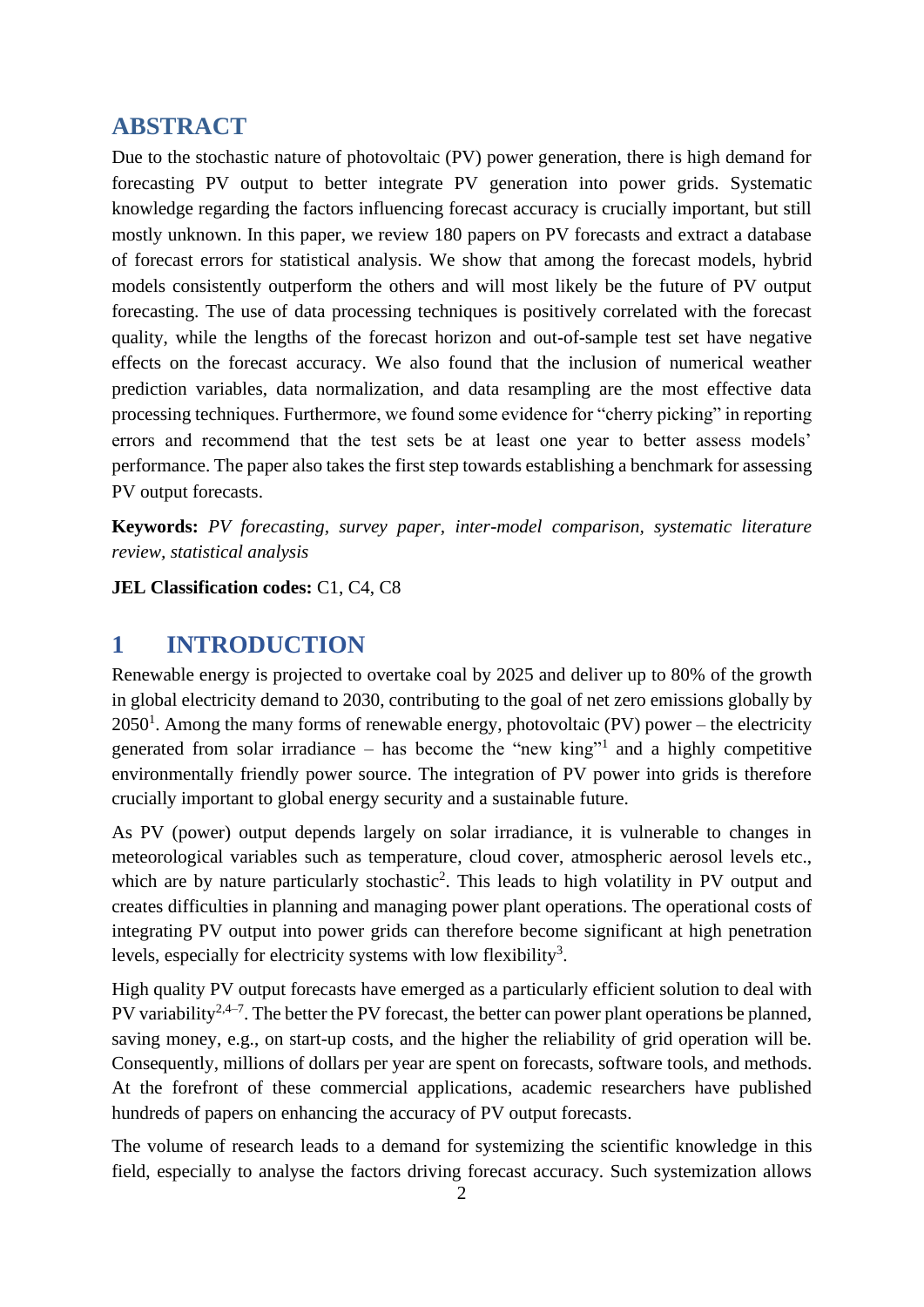## ABSTRACT

Due to the stochastic nature of photovoltaic (PV) power generation, there is high demand for forecasting PV output to better integrate PV generation into power grids. Systematic knowledge regarding the factors influencing forecast accuracy is crucially important, but still mostly unknown. In this paper, we review 180 papers on PV forecasts and extract a database of forecast errors for statistical analysis. We show that among the forecast models, hybrid models consistently outperform the others and will most likely be the future of PV output forecasting. The use of data processing techniques is positively correlated with the forecast quality, while the lengths of the forecast horizon and out-of-sample test set have negative effects on the forecast accuracy. We also found that the inclusion of numerical weather prediction variables, data normalization, and data resampling are the most effective data processing techniques. Furthermore, we found some evidence for "cherry picking" in reporting errors and recommend that the test sets be at least one year to better assess models' performance. The paper also takes the first step towards establishing a benchmark for assessing PV output forecasts.

**Keywords:** *PV forecasting, survey paper, inter-model comparison, systematic literature review, statistical analysis*

**JEL Classification codes:** C1, C4, C8

## 1 INTRODUCTION

Renewable energy is projected to overtake coal by 2025 and deliver up to 80% of the growth in global electricity demand to 2030, contributing to the goal of net zero emissions globally by 2050[1]. Among the many forms of renewable energy, photovoltaic (PV) power – the electricity generated from solar irradiance – has become the "new king"[1] and a highly competitive environmentally friendly power source. The integration of PV power into grids is therefore crucially important to global energy security and a sustainable future.

As PV (power) output depends largely on solar irradiance, it is vulnerable to changes in meteorological variables such as temperature, cloud cover, atmospheric aerosol levels etc., which are by nature particularly stochastic[2]. This leads to high volatility in PV output and creates difficulties in planning and managing power plant operations. The operational costs of integrating PV output into power grids can therefore become significant at high penetration levels, especially for electricity systems with low flexibility[3].

High quality PV output forecasts have emerged as a particularly efficient solution to deal with PV variability[2,4–7]. The better the PV forecast, the better can power plant operations be planned, saving money, e.g., on start-up costs, and the higher the reliability of grid operation will be. Consequently, millions of dollars per year are spent on forecasts, software tools, and methods. At the forefront of these commercial applications, academic researchers have published hundreds of papers on enhancing the accuracy of PV output forecasts.

The volume of research leads to a demand for systemizing the scientific knowledge in this field, especially to analyse the factors driving forecast accuracy. Such systemization allows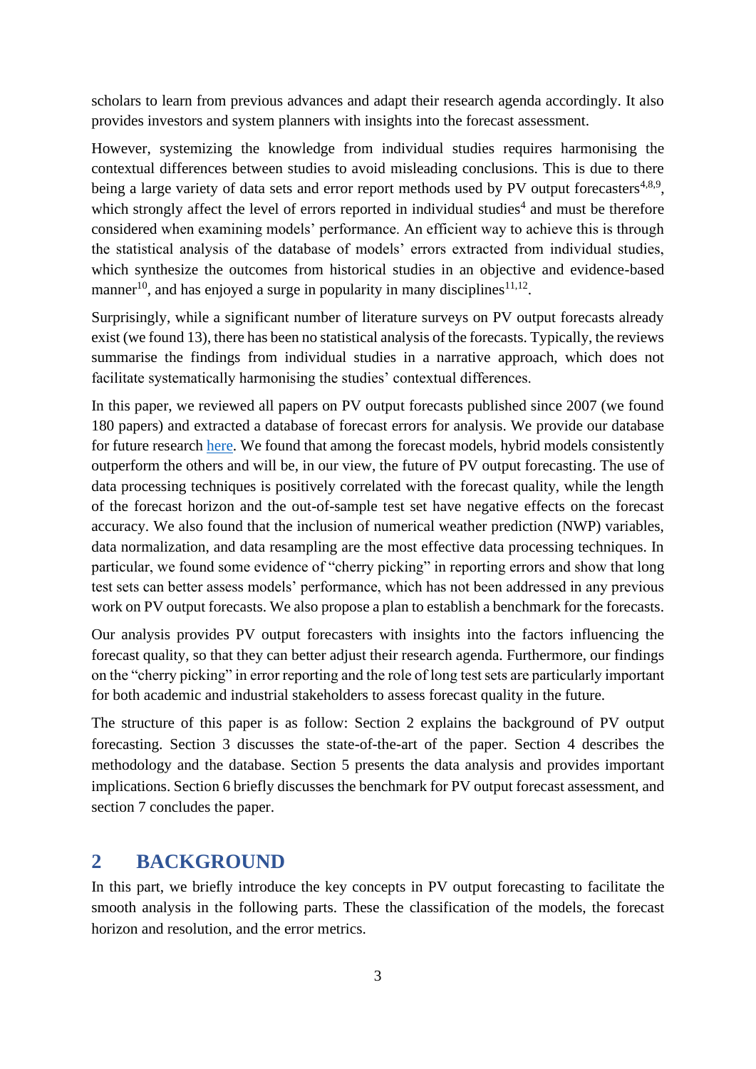scholars to learn from previous advances and adapt their research agenda accordingly. It also provides investors and system planners with insights into the forecast assessment.

However, systemizing the knowledge from individual studies requires harmonising the contextual differences between studies to avoid misleading conclusions. This is due to there being a large variety of data sets and error report methods used by PV output forecasters[4,8,9], which strongly affect the level of errors reported in individual studies[4] and must be therefore considered when examining models' performance. An efficient way to achieve this is through the statistical analysis of the database of models' errors extracted from individual studies, which synthesize the outcomes from historical studies in an objective and evidence-based manner[10], and has enjoyed a surge in popularity in many disciplines[11,12].

Surprisingly, while a significant number of literature surveys on PV output forecasts already exist (we found 13), there has been no statistical analysis of the forecasts. Typically, the reviews summarise the findings from individual studies in a narrative approach, which does not facilitate systematically harmonising the studies' contextual differences.

In this paper, we reviewed all papers on PV output forecasts published since 2007 (we found 180 papers) and extracted a database of forecast errors for analysis. We provide our database for future research here. We found that among the forecast models, hybrid models consistently outperform the others and will be, in our view, the future of PV output forecasting. The use of data processing techniques is positively correlated with the forecast quality, while the length of the forecast horizon and the out-of-sample test set have negative effects on the forecast accuracy. We also found that the inclusion of numerical weather prediction (NWP) variables, data normalization, and data resampling are the most effective data processing techniques. In particular, we found some evidence of "cherry picking" in reporting errors and show that long test sets can better assess models' performance, which has not been addressed in any previous work on PV output forecasts. We also propose a plan to establish a benchmark for the forecasts.

Our analysis provides PV output forecasters with insights into the factors influencing the forecast quality, so that they can better adjust their research agenda. Furthermore, our findings on the "cherry picking" in error reporting and the role of long test sets are particularly important for both academic and industrial stakeholders to assess forecast quality in the future.

The structure of this paper is as follow: Section 2 explains the background of PV output forecasting. Section 3 discusses the state-of-the-art of the paper. Section 4 describes the methodology and the database. Section 5 presents the data analysis and provides important implications. Section 6 briefly discusses the benchmark for PV output forecast assessment, and section 7 concludes the paper.

## 2 BACKGROUND

In this part, we briefly introduce the key concepts in PV output forecasting to facilitate the smooth analysis in the following parts. These the classification of the models, the forecast horizon and resolution, and the error metrics.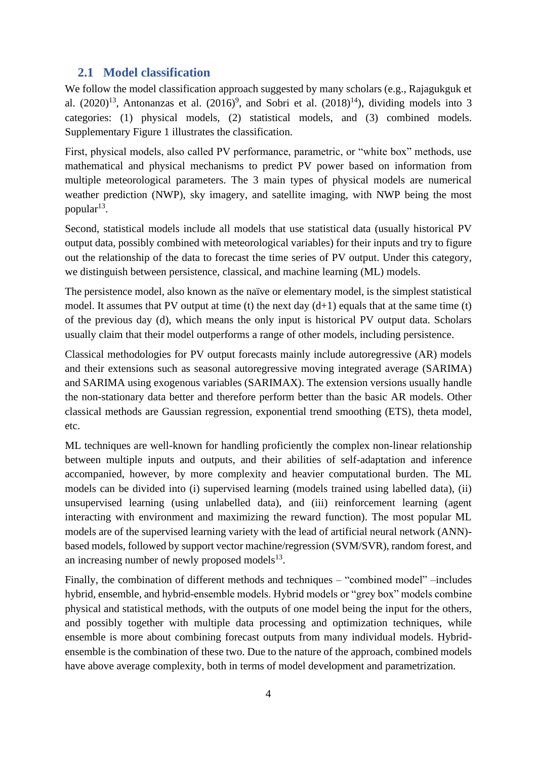## 2.1 Model classification

We follow the model classification approach suggested by many scholars (e.g., Rajagukguk et al. (2020)[13], Antonanzas et al. (2016)[9], and Sobri et al. (2018)[14]), dividing models into 3 categories: (1) physical models, (2) statistical models, and (3) combined models. Supplementary Figure 1 illustrates the classification.

First, physical models, also called PV performance, parametric, or "white box" methods, use mathematical and physical mechanisms to predict PV power based on information from multiple meteorological parameters. The 3 main types of physical models are numerical weather prediction (NWP), sky imagery, and satellite imaging, with NWP being the most popular[13].

Second, statistical models include all models that use statistical data (usually historical PV output data, possibly combined with meteorological variables) for their inputs and try to figure out the relationship of the data to forecast the time series of PV output. Under this category, we distinguish between persistence, classical, and machine learning (ML) models.

The persistence model, also known as the naïve or elementary model, is the simplest statistical model. It assumes that PV output at time (t) the next day (d+1) equals that at the same time (t) of the previous day (d), which means the only input is historical PV output data. Scholars usually claim that their model outperforms a range of other models, including persistence.

Classical methodologies for PV output forecasts mainly include autoregressive (AR) models and their extensions such as seasonal autoregressive moving integrated average (SARIMA) and SARIMA using exogenous variables (SARIMAX). The extension versions usually handle the non-stationary data better and therefore perform better than the basic AR models. Other classical methods are Gaussian regression, exponential trend smoothing (ETS), theta model, etc.

ML techniques are well-known for handling proficiently the complex non-linear relationship between multiple inputs and outputs, and their abilities of self-adaptation and inference accompanied, however, by more complexity and heavier computational burden. The ML models can be divided into (i) supervised learning (models trained using labelled data), (ii) unsupervised learning (using unlabelled data), and (iii) reinforcement learning (agent interacting with environment and maximizing the reward function). The most popular ML models are of the supervised learning variety with the lead of artificial neural network (ANN)-based models, followed by support vector machine/regression (SVM/SVR), random forest, and an increasing number of newly proposed models[13].

Finally, the combination of different methods and techniques – "combined model" –includes hybrid, ensemble, and hybrid-ensemble models. Hybrid models or "grey box" models combine physical and statistical methods, with the outputs of one model being the input for the others, and possibly together with multiple data processing and optimization techniques, while ensemble is more about combining forecast outputs from many individual models. Hybrid-ensemble is the combination of these two. Due to the nature of the approach, combined models have above average complexity, both in terms of model development and parametrization.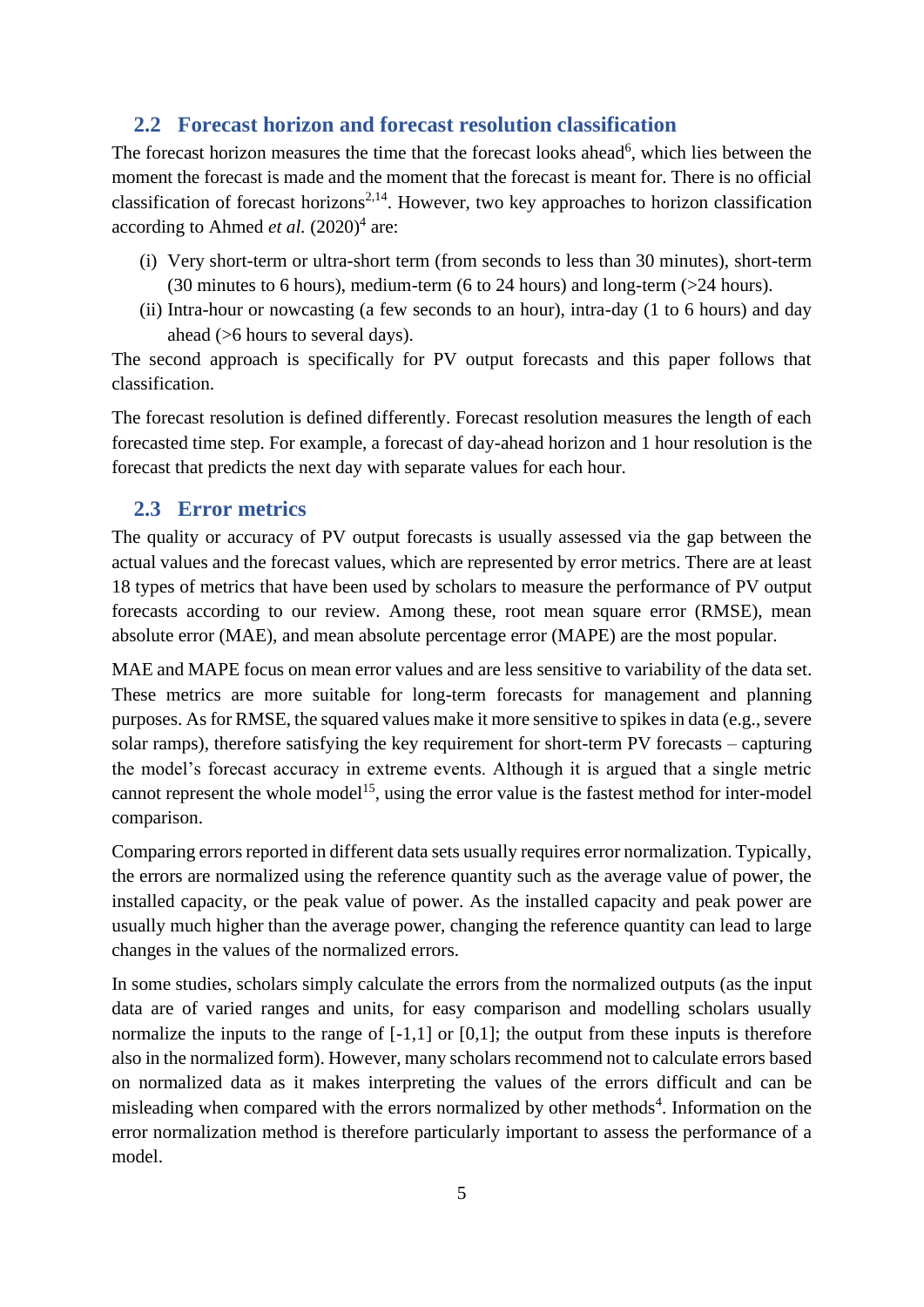## 2.2 Forecast horizon and forecast resolution classification

The forecast horizon measures the time that the forecast looks ahead[6], which lies between the moment the forecast is made and the moment that the forecast is meant for. There is no official classification of forecast horizons[2,14]. However, two key approaches to horizon classification according to Ahmed *et al.* (2020)[4] are:

(i) Very short-term or ultra-short term (from seconds to less than 30 minutes), short-term (30 minutes to 6 hours), medium-term (6 to 24 hours) and long-term (>24 hours).

(ii) Intra-hour or nowcasting (a few seconds to an hour), intra-day (1 to 6 hours) and day ahead (>6 hours to several days).

The second approach is specifically for PV output forecasts and this paper follows that classification.

The forecast resolution is defined differently. Forecast resolution measures the length of each forecasted time step. For example, a forecast of day-ahead horizon and 1 hour resolution is the forecast that predicts the next day with separate values for each hour.

## 2.3 Error metrics

The quality or accuracy of PV output forecasts is usually assessed via the gap between the actual values and the forecast values, which are represented by error metrics. There are at least 18 types of metrics that have been used by scholars to measure the performance of PV output forecasts according to our review. Among these, root mean square error (RMSE), mean absolute error (MAE), and mean absolute percentage error (MAPE) are the most popular.

MAE and MAPE focus on mean error values and are less sensitive to variability of the data set. These metrics are more suitable for long-term forecasts for management and planning purposes. As for RMSE, the squared values make it more sensitive to spikes in data (e.g., severe solar ramps), therefore satisfying the key requirement for short-term PV forecasts – capturing the model's forecast accuracy in extreme events. Although it is argued that a single metric cannot represent the whole model[15], using the error value is the fastest method for inter-model comparison.

Comparing errors reported in different data sets usually requires error normalization. Typically, the errors are normalized using the reference quantity such as the average value of power, the installed capacity, or the peak value of power. As the installed capacity and peak power are usually much higher than the average power, changing the reference quantity can lead to large changes in the values of the normalized errors.

In some studies, scholars simply calculate the errors from the normalized outputs (as the input data are of varied ranges and units, for easy comparison and modelling scholars usually normalize the inputs to the range of [-1,1] or [0,1]; the output from these inputs is therefore also in the normalized form). However, many scholars recommend not to calculate errors based on normalized data as it makes interpreting the values of the errors difficult and can be misleading when compared with the errors normalized by other methods[4]. Information on the error normalization method is therefore particularly important to assess the performance of a model.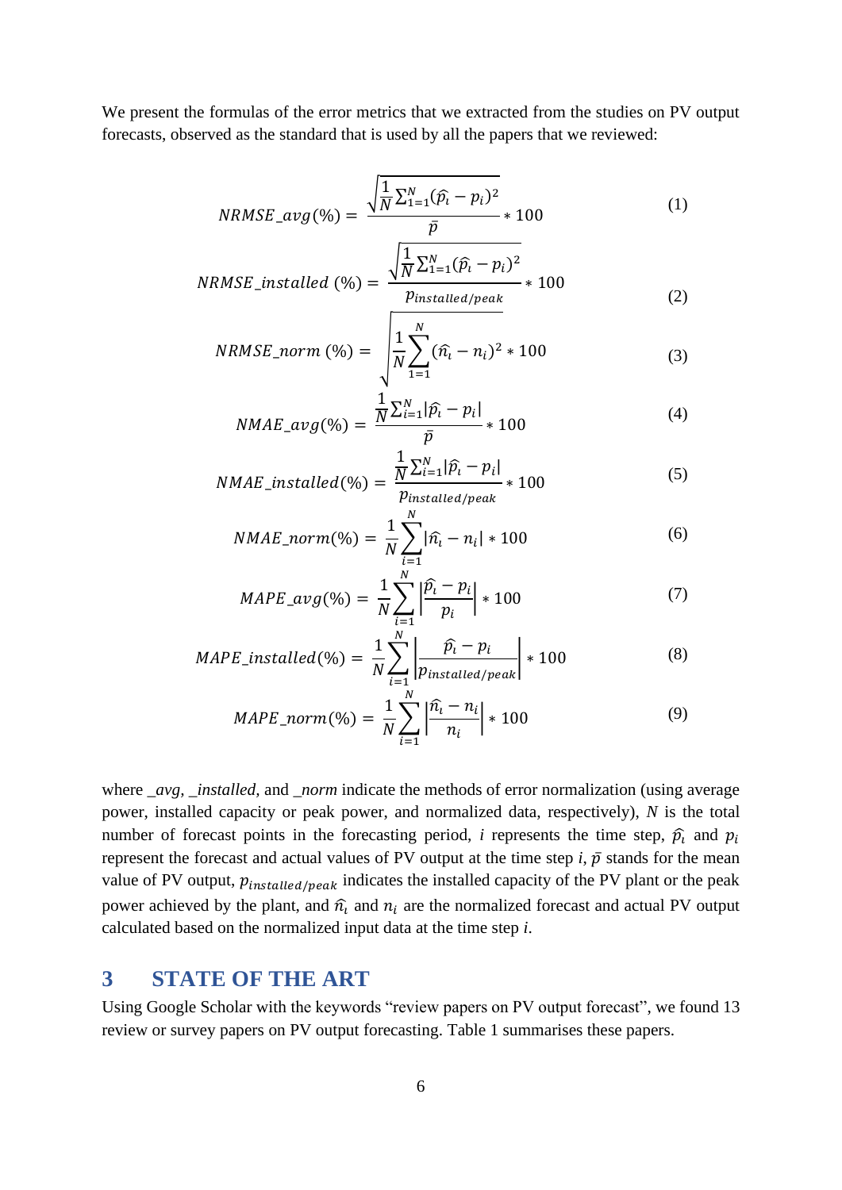We present the formulas of the error metrics that we extracted from the studies on PV output forecasts, observed as the standard that is used by all the papers that we reviewed:

$$NRMSE\_avg(\%) = \frac{\sqrt{\frac{1}{N}\sum_{1=1}^{N}(\widehat{p_i} - p_i)^2}}{\bar{p}} * 100 \tag{1}$$

$$NRMSE\_installed\ (\%) = \frac{\sqrt{\frac{1}{N}\sum_{1=1}^{N}(\widehat{p_i} - p_i)^2}}{p_{installed/peak}} * 100 \tag{2}$$

$$NRMSE\_norm\ (\%) = \sqrt{\frac{1}{N}\sum_{1=1}^{N}(\widehat{n_i} - n_i)^2} * 100 \tag{3}$$

$$NMAE\_avg(\%) = \frac{\frac{1}{N}\sum_{i=1}^{N}|\widehat{p_i} - p_i|}{\bar{p}} * 100 \tag{4}$$

$$NMAE\_installed(\%) = \frac{\frac{1}{N}\sum_{i=1}^{N}|\widehat{p_i} - p_i|}{p_{installed/peak}} * 100 \tag{5}$$

$$NMAE\_norm(\%) = \frac{1}{N}\sum_{i=1}^{N}|\widehat{n_i} - n_i| * 100 \tag{6}$$

$$MAPE\_avg(\%) = \frac{1}{N}\sum_{i=1}^{N}\left|\frac{\widehat{p_i} - p_i}{p_i}\right| * 100 \tag{7}$$

$$MAPE\_installed(\%) = \frac{1}{N}\sum_{i=1}^{N}\left|\frac{\widehat{p_i} - p_i}{p_{installed/peak}}\right| * 100 \tag{8}$$

$$MAPE\_norm(\%) = \frac{1}{N}\sum_{i=1}^{N}\left|\frac{\widehat{n_i} - n_i}{n_i}\right| * 100 \tag{9}$$

where *_avg*, *_installed*, and *_norm* indicate the methods of error normalization (using average power, installed capacity or peak power, and normalized data, respectively), $N$ is the total number of forecast points in the forecasting period, $i$ represents the time step, $\widehat{p_i}$ and $p_i$ represent the forecast and actual values of PV output at the time step $i$, $\bar{p}$ stands for the mean value of PV output, $p_{installed/peak}$ indicates the installed capacity of the PV plant or the peak power achieved by the plant, and $\widehat{n_i}$ and $n_i$ are the normalized forecast and actual PV output calculated based on the normalized input data at the time step $i$.

## 3 STATE OF THE ART

Using Google Scholar with the keywords "review papers on PV output forecast", we found 13 review or survey papers on PV output forecasting. Table 1 summarises these papers.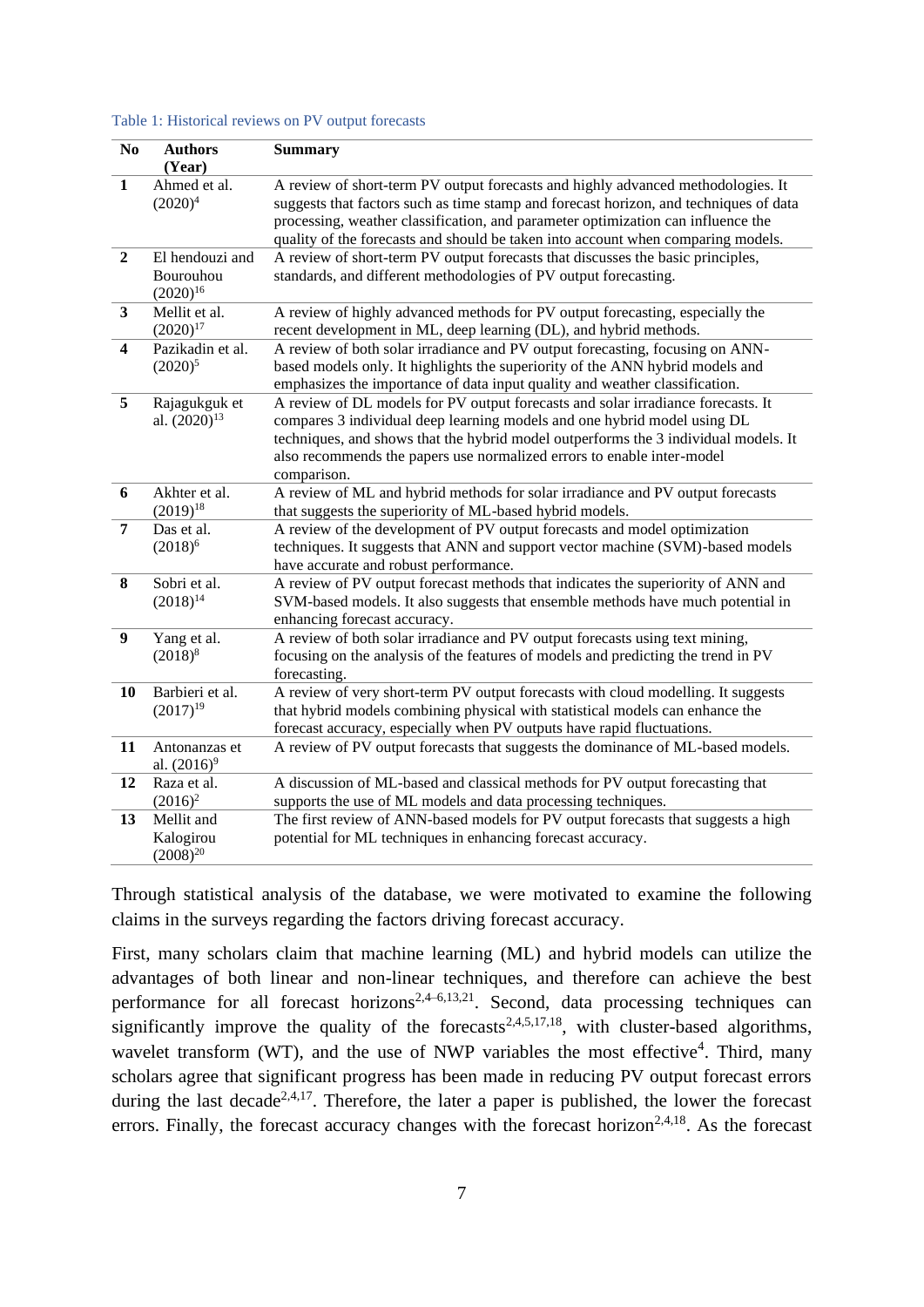Table 1: Historical reviews on PV output forecasts

| No | Authors (Year) | Summary |
|---|---|---|
| **1** | Ahmed et al. (2020)[4] | A review of short-term PV output forecasts and highly advanced methodologies. It suggests that factors such as time stamp and forecast horizon, and techniques of data processing, weather classification, and parameter optimization can influence the quality of the forecasts and should be taken into account when comparing models. |
| **2** | El hendouzi and Bourouhou (2020)[16] | A review of short-term PV output forecasts that discusses the basic principles, standards, and different methodologies of PV output forecasting. |
| **3** | Mellit et al. (2020)[17] | A review of highly advanced methods for PV output forecasting, especially the recent development in ML, deep learning (DL), and hybrid methods. |
| **4** | Pazikadin et al. (2020)[5] | A review of both solar irradiance and PV output forecasting, focusing on ANN-based models only. It highlights the superiority of the ANN hybrid models and emphasizes the importance of data input quality and weather classification. |
| **5** | Rajagukguk et al. (2020)[13] | A review of DL models for PV output forecasts and solar irradiance forecasts. It compares 3 individual deep learning models and one hybrid model using DL techniques, and shows that the hybrid model outperforms the 3 individual models. It also recommends the papers use normalized errors to enable inter-model comparison. |
| **6** | Akhter et al. (2019)[18] | A review of ML and hybrid methods for solar irradiance and PV output forecasts that suggests the superiority of ML-based hybrid models. |
| **7** | Das et al. (2018)[6] | A review of the development of PV output forecasts and model optimization techniques. It suggests that ANN and support vector machine (SVM)-based models have accurate and robust performance. |
| **8** | Sobri et al. (2018)[14] | A review of PV output forecast methods that indicates the superiority of ANN and SVM-based models. It also suggests that ensemble methods have much potential in enhancing forecast accuracy. |
| **9** | Yang et al. (2018)[8] | A review of both solar irradiance and PV output forecasts using text mining, focusing on the analysis of the features of models and predicting the trend in PV forecasting. |
| **10** | Barbieri et al. (2017)[19] | A review of very short-term PV output forecasts with cloud modelling. It suggests that hybrid models combining physical with statistical models can enhance the forecast accuracy, especially when PV outputs have rapid fluctuations. |
| **11** | Antonanzas et al. (2016)[9] | A review of PV output forecasts that suggests the dominance of ML-based models. |
| **12** | Raza et al. (2016)[2] | A discussion of ML-based and classical methods for PV output forecasting that supports the use of ML models and data processing techniques. |
| **13** | Mellit and Kalogirou (2008)[20] | The first review of ANN-based models for PV output forecasts that suggests a high potential for ML techniques in enhancing forecast accuracy. |

Through statistical analysis of the database, we were motivated to examine the following claims in the surveys regarding the factors driving forecast accuracy.

First, many scholars claim that machine learning (ML) and hybrid models can utilize the advantages of both linear and non-linear techniques, and therefore can achieve the best performance for all forecast horizons[2,4–6,13,21]. Second, data processing techniques can significantly improve the quality of the forecasts[2,4,5,17,18], with cluster-based algorithms, wavelet transform (WT), and the use of NWP variables the most effective[4]. Third, many scholars agree that significant progress has been made in reducing PV output forecast errors during the last decade[2,4,17]. Therefore, the later a paper is published, the lower the forecast errors. Finally, the forecast accuracy changes with the forecast horizon[2,4,18]. As the forecast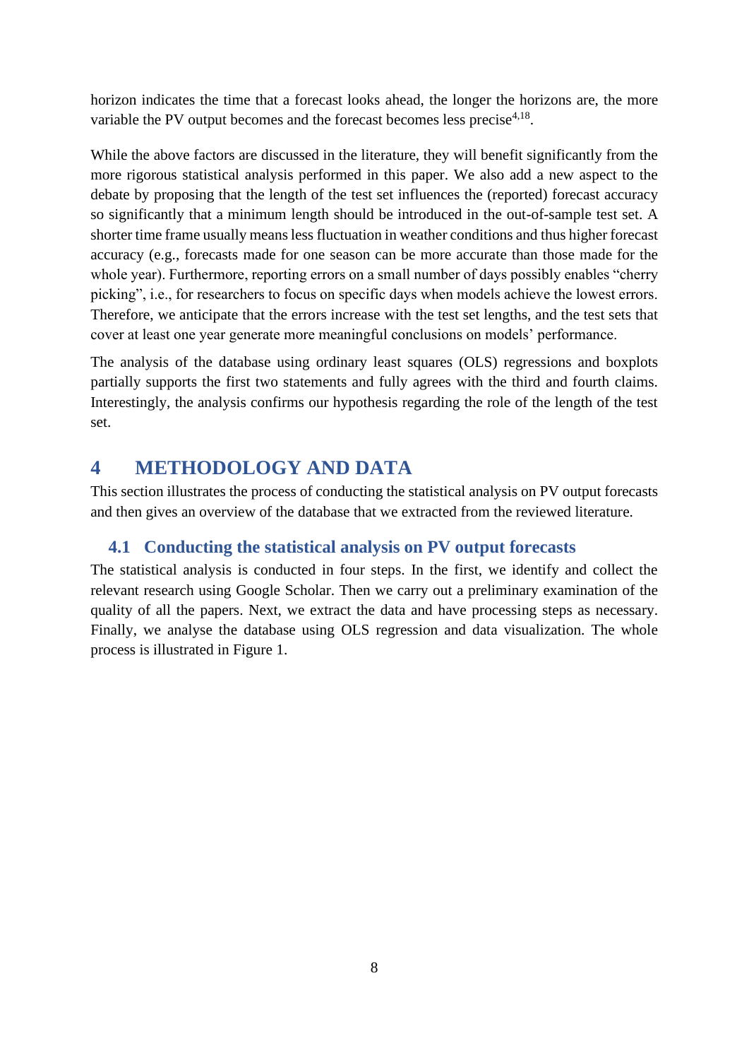horizon indicates the time that a forecast looks ahead, the longer the horizons are, the more variable the PV output becomes and the forecast becomes less precise[4,18].

While the above factors are discussed in the literature, they will benefit significantly from the more rigorous statistical analysis performed in this paper. We also add a new aspect to the debate by proposing that the length of the test set influences the (reported) forecast accuracy so significantly that a minimum length should be introduced in the out-of-sample test set. A shorter time frame usually means less fluctuation in weather conditions and thus higher forecast accuracy (e.g., forecasts made for one season can be more accurate than those made for the whole year). Furthermore, reporting errors on a small number of days possibly enables "cherry picking", i.e., for researchers to focus on specific days when models achieve the lowest errors. Therefore, we anticipate that the errors increase with the test set lengths, and the test sets that cover at least one year generate more meaningful conclusions on models' performance.

The analysis of the database using ordinary least squares (OLS) regressions and boxplots partially supports the first two statements and fully agrees with the third and fourth claims. Interestingly, the analysis confirms our hypothesis regarding the role of the length of the test set.

# 4 METHODOLOGY AND DATA

This section illustrates the process of conducting the statistical analysis on PV output forecasts and then gives an overview of the database that we extracted from the reviewed literature.

## 4.1 Conducting the statistical analysis on PV output forecasts

The statistical analysis is conducted in four steps. In the first, we identify and collect the relevant research using Google Scholar. Then we carry out a preliminary examination of the quality of all the papers. Next, we extract the data and have processing steps as necessary. Finally, we analyse the database using OLS regression and data visualization. The whole process is illustrated in Figure 1.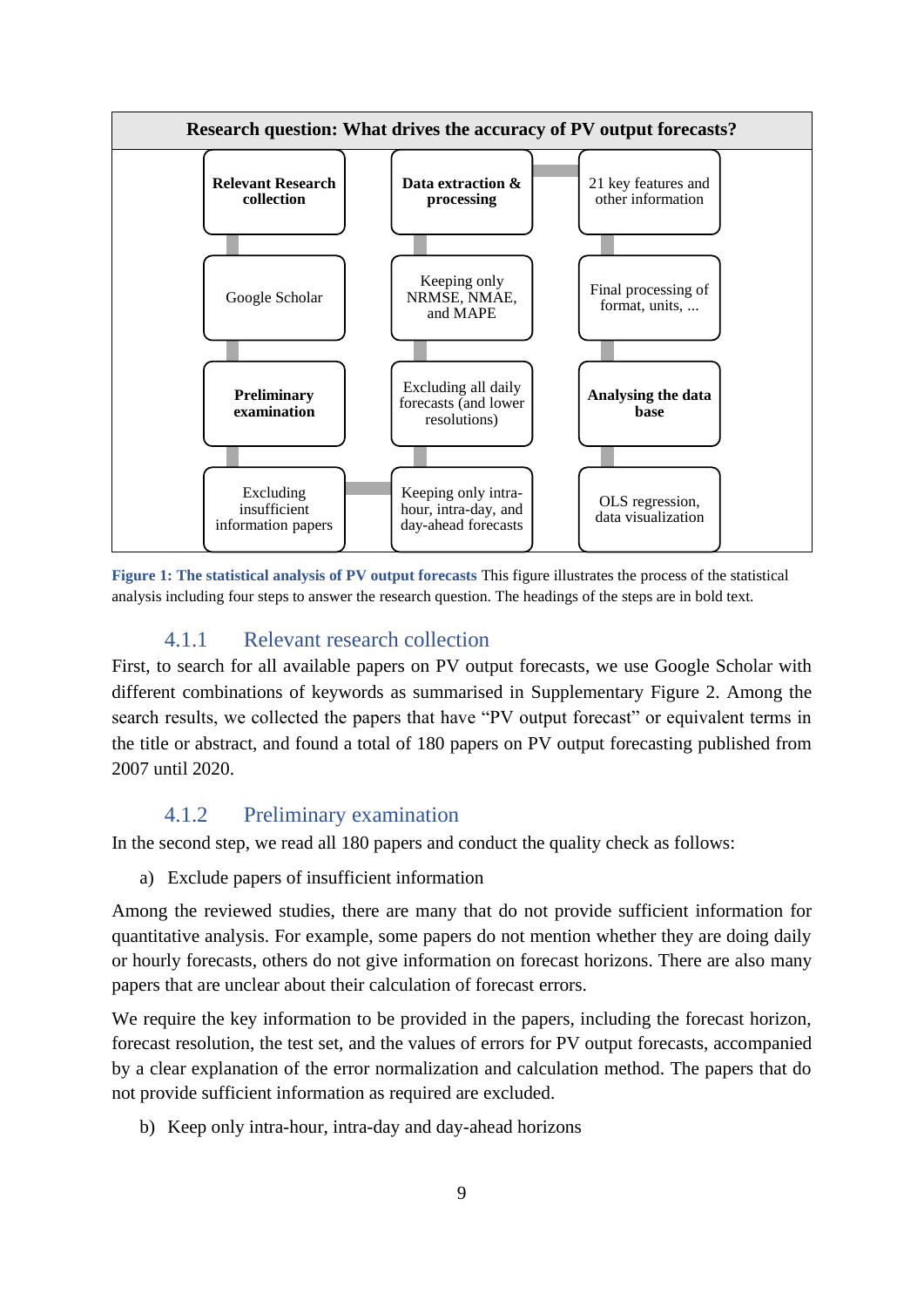| Research question: What drives the accuracy of PV output forecasts? | | |
|---|---|---|
| **Relevant Research collection** | **Data extraction & processing** | 21 key features and other information |
| Google Scholar | Keeping only NRMSE, NMAE, and MAPE | Final processing of format, units, ... |
| **Preliminary examination** | Excluding all daily forecasts (and lower resolutions) | **Analysing the data base** |
| Excluding insufficient information papers | Keeping only intra-hour, intra-day, and day-ahead forecasts | OLS regression, data visualization |

**Figure 1: The statistical analysis of PV output forecasts** This figure illustrates the process of the statistical analysis including four steps to answer the research question. The headings of the steps are in bold text.

### 4.1.1 Relevant research collection

First, to search for all available papers on PV output forecasts, we use Google Scholar with different combinations of keywords as summarised in Supplementary Figure 2. Among the search results, we collected the papers that have "PV output forecast" or equivalent terms in the title or abstract, and found a total of 180 papers on PV output forecasting published from 2007 until 2020.

### 4.1.2 Preliminary examination

In the second step, we read all 180 papers and conduct the quality check as follows:

a) Exclude papers of insufficient information

Among the reviewed studies, there are many that do not provide sufficient information for quantitative analysis. For example, some papers do not mention whether they are doing daily or hourly forecasts, others do not give information on forecast horizons. There are also many papers that are unclear about their calculation of forecast errors.

We require the key information to be provided in the papers, including the forecast horizon, forecast resolution, the test set, and the values of errors for PV output forecasts, accompanied by a clear explanation of the error normalization and calculation method. The papers that do not provide sufficient information as required are excluded.

b) Keep only intra-hour, intra-day and day-ahead horizons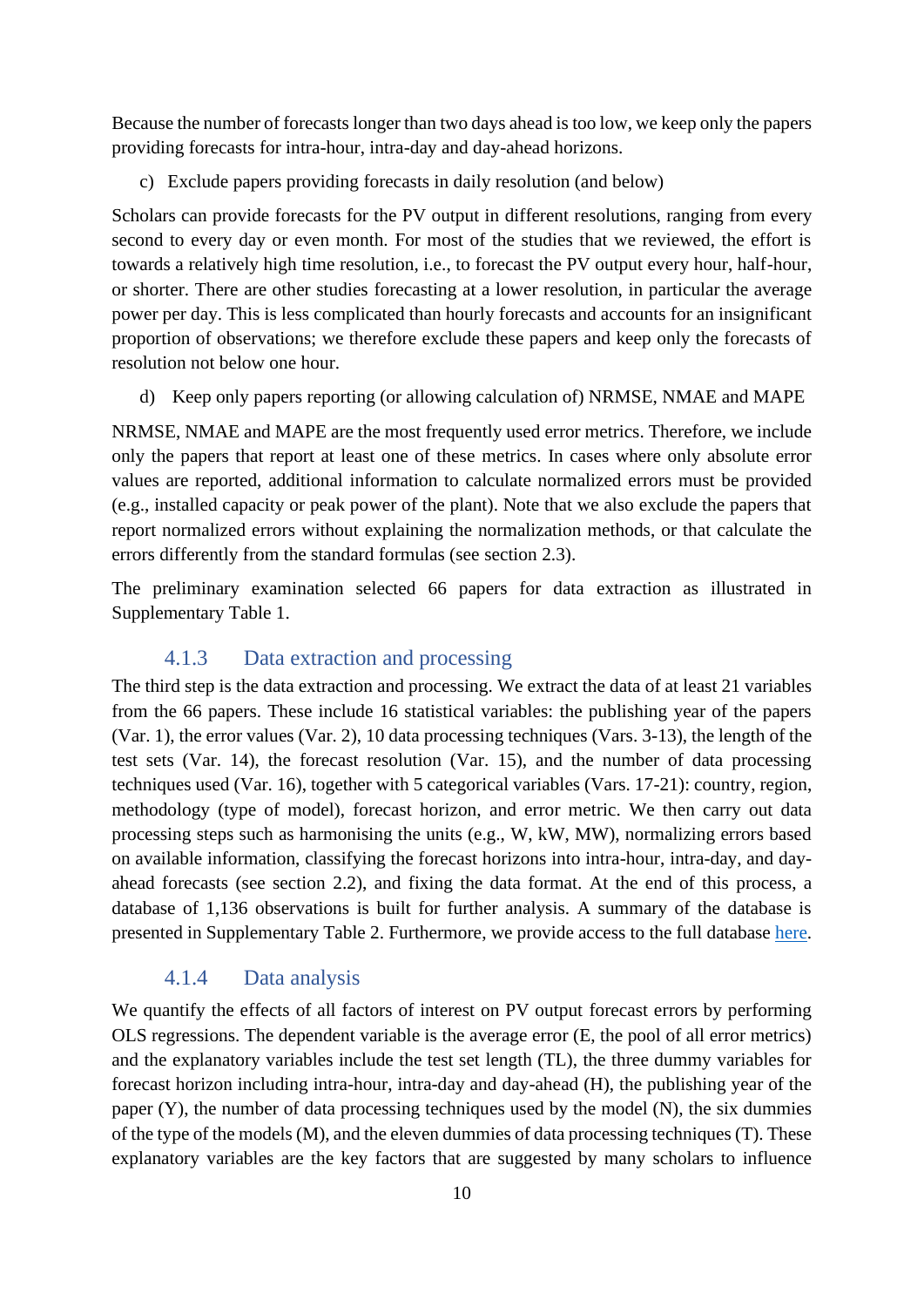Because the number of forecasts longer than two days ahead is too low, we keep only the papers providing forecasts for intra-hour, intra-day and day-ahead horizons.

c) Exclude papers providing forecasts in daily resolution (and below)

Scholars can provide forecasts for the PV output in different resolutions, ranging from every second to every day or even month. For most of the studies that we reviewed, the effort is towards a relatively high time resolution, i.e., to forecast the PV output every hour, half-hour, or shorter. There are other studies forecasting at a lower resolution, in particular the average power per day. This is less complicated than hourly forecasts and accounts for an insignificant proportion of observations; we therefore exclude these papers and keep only the forecasts of resolution not below one hour.

d) Keep only papers reporting (or allowing calculation of) NRMSE, NMAE and MAPE

NRMSE, NMAE and MAPE are the most frequently used error metrics. Therefore, we include only the papers that report at least one of these metrics. In cases where only absolute error values are reported, additional information to calculate normalized errors must be provided (e.g., installed capacity or peak power of the plant). Note that we also exclude the papers that report normalized errors without explaining the normalization methods, or that calculate the errors differently from the standard formulas (see section 2.3).

The preliminary examination selected 66 papers for data extraction as illustrated in Supplementary Table 1.

### 4.1.3 Data extraction and processing

The third step is the data extraction and processing. We extract the data of at least 21 variables from the 66 papers. These include 16 statistical variables: the publishing year of the papers (Var. 1), the error values (Var. 2), 10 data processing techniques (Vars. 3-13), the length of the test sets (Var. 14), the forecast resolution (Var. 15), and the number of data processing techniques used (Var. 16), together with 5 categorical variables (Vars. 17-21): country, region, methodology (type of model), forecast horizon, and error metric. We then carry out data processing steps such as harmonising the units (e.g., W, kW, MW), normalizing errors based on available information, classifying the forecast horizons into intra-hour, intra-day, and day-ahead forecasts (see section 2.2), and fixing the data format. At the end of this process, a database of 1,136 observations is built for further analysis. A summary of the database is presented in Supplementary Table 2. Furthermore, we provide access to the full database here.

### 4.1.4 Data analysis

We quantify the effects of all factors of interest on PV output forecast errors by performing OLS regressions. The dependent variable is the average error (E, the pool of all error metrics) and the explanatory variables include the test set length (TL), the three dummy variables for forecast horizon including intra-hour, intra-day and day-ahead (H), the publishing year of the paper (Y), the number of data processing techniques used by the model (N), the six dummies of the type of the models (M), and the eleven dummies of data processing techniques (T). These explanatory variables are the key factors that are suggested by many scholars to influence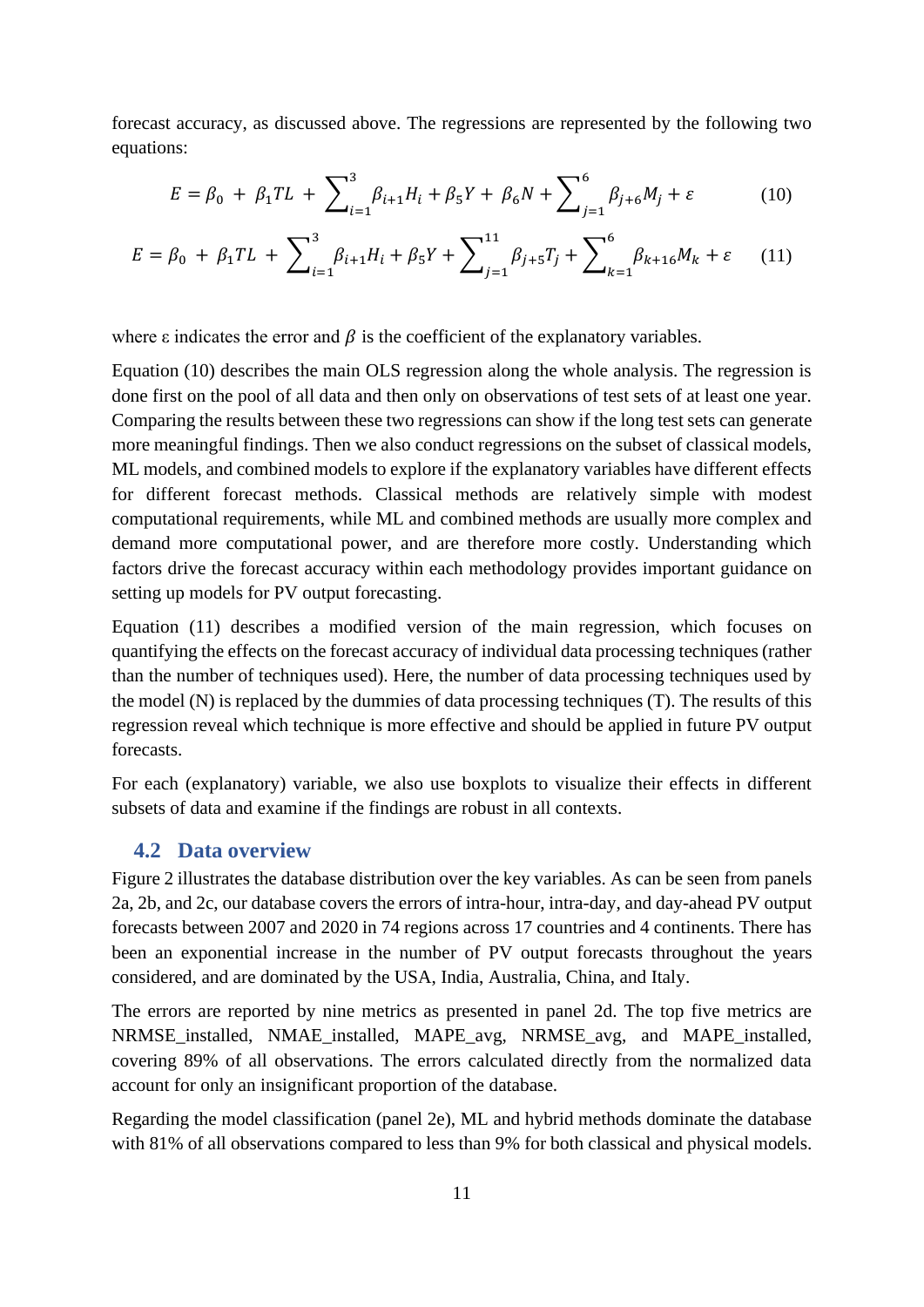forecast accuracy, as discussed above. The regressions are represented by the following two equations:

$$E = \beta_0 + \beta_1 TL + \sum_{i=1}^{3} \beta_{i+1} H_i + \beta_5 Y + \beta_6 N + \sum_{j=1}^{6} \beta_{j+6} M_j + \varepsilon \qquad (10)$$

$$E = \beta_0 + \beta_1 TL + \sum_{i=1}^{3} \beta_{i+1} H_i + \beta_5 Y + \sum_{j=1}^{11} \beta_{j+5} T_j + \sum_{k=1}^{6} \beta_{k+16} M_k + \varepsilon \qquad (11)$$

where ε indicates the error and $\beta$ is the coefficient of the explanatory variables.

Equation (10) describes the main OLS regression along the whole analysis. The regression is done first on the pool of all data and then only on observations of test sets of at least one year. Comparing the results between these two regressions can show if the long test sets can generate more meaningful findings. Then we also conduct regressions on the subset of classical models, ML models, and combined models to explore if the explanatory variables have different effects for different forecast methods. Classical methods are relatively simple with modest computational requirements, while ML and combined methods are usually more complex and demand more computational power, and are therefore more costly. Understanding which factors drive the forecast accuracy within each methodology provides important guidance on setting up models for PV output forecasting.

Equation (11) describes a modified version of the main regression, which focuses on quantifying the effects on the forecast accuracy of individual data processing techniques (rather than the number of techniques used). Here, the number of data processing techniques used by the model (N) is replaced by the dummies of data processing techniques (T). The results of this regression reveal which technique is more effective and should be applied in future PV output forecasts.

For each (explanatory) variable, we also use boxplots to visualize their effects in different subsets of data and examine if the findings are robust in all contexts.

## 4.2 Data overview

Figure 2 illustrates the database distribution over the key variables. As can be seen from panels 2a, 2b, and 2c, our database covers the errors of intra-hour, intra-day, and day-ahead PV output forecasts between 2007 and 2020 in 74 regions across 17 countries and 4 continents. There has been an exponential increase in the number of PV output forecasts throughout the years considered, and are dominated by the USA, India, Australia, China, and Italy.

The errors are reported by nine metrics as presented in panel 2d. The top five metrics are NRMSE_installed, NMAE_installed, MAPE_avg, NRMSE_avg, and MAPE_installed, covering 89% of all observations. The errors calculated directly from the normalized data account for only an insignificant proportion of the database.

Regarding the model classification (panel 2e), ML and hybrid methods dominate the database with 81% of all observations compared to less than 9% for both classical and physical models.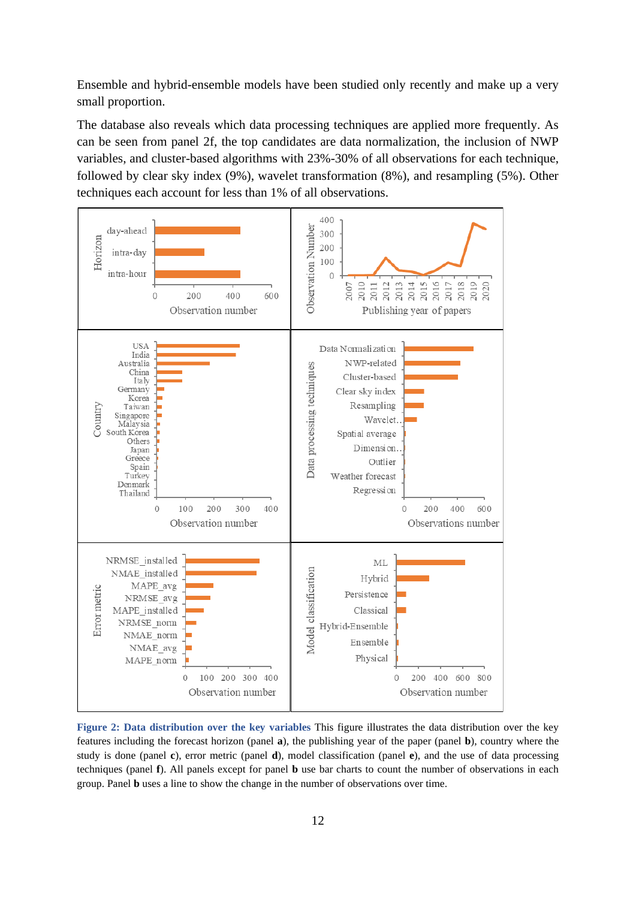Ensemble and hybrid-ensemble models have been studied only recently and make up a very small proportion.

The database also reveals which data processing techniques are applied more frequently. As can be seen from panel 2f, the top candidates are data normalization, the inclusion of NWP variables, and cluster-based algorithms with 23%-30% of all observations for each technique, followed by clear sky index (9%), wavelet transformation (8%), and resampling (5%). Other techniques each account for less than 1% of all observations.

**Figure 2: Data distribution over the key variables** This figure illustrates the data distribution over the key features including the forecast horizon (panel **a**), the publishing year of the paper (panel **b**), country where the study is done (panel **c**), error metric (panel **d**), model classification (panel **e**), and the use of data processing techniques (panel **f**). All panels except for panel **b** use bar charts to count the number of observations in each group. Panel **b** uses a line to show the change in the number of observations over time.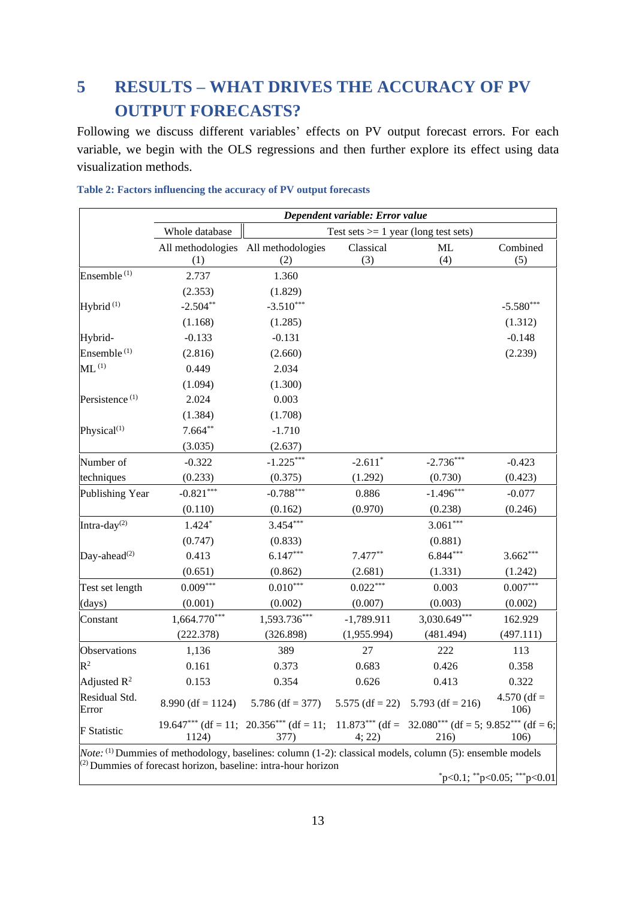# 5 RESULTS – WHAT DRIVES THE ACCURACY OF PV OUTPUT FORECASTS?

Following we discuss different variables' effects on PV output forecast errors. For each variable, we begin with the OLS regressions and then further explore its effect using data visualization methods.

**Table 2: Factors influencing the accuracy of PV output forecasts**

| | *Dependent variable: Error value* | | | | |
|---|---|---|---|---|---|
| | Whole database | Test sets >= 1 year (long test sets) | | | |
| | All methodologies (1) | All methodologies (2) | Classical (3) | ML (4) | Combined (5) |
| Ensemble [(1)] | 2.737 | 1.360 | | | |
| | (2.353) | (1.829) | | | |
| Hybrid [(1)] | -2.504** | -3.510*** | | | -5.580*** |
| | (1.168) | (1.285) | | | (1.312) |
| Hybrid-Ensemble [(1)] | -0.133 | -0.131 | | | -0.148 |
| | (2.816) | (2.660) | | | (2.239) |
| ML [(1)] | 0.449 | 2.034 | | | |
| | (1.094) | (1.300) | | | |
| Persistence [(1)] | 2.024 | 0.003 | | | |
| | (1.384) | (1.708) | | | |
| Physical[(1)] | 7.664** | -1.710 | | | |
| | (3.035) | (2.637) | | | |
| Number of techniques | -0.322 | -1.225*** | -2.611* | -2.736*** | -0.423 |
| | (0.233) | (0.375) | (1.292) | (0.730) | (0.423) |
| Publishing Year | -0.821*** | -0.788*** | 0.886 | -1.496*** | -0.077 |
| | (0.110) | (0.162) | (0.970) | (0.238) | (0.246) |
| Intra-day[(2)] | 1.424* | 3.454*** | | 3.061*** | |
| | (0.747) | (0.833) | | (0.881) | |
| Day-ahead[(2)] | 0.413 | 6.147*** | 7.477** | 6.844*** | 3.662*** |
| | (0.651) | (0.862) | (2.681) | (1.331) | (1.242) |
| Test set length (days) | 0.009*** | 0.010*** | 0.022*** | 0.003 | 0.007*** |
| | (0.001) | (0.002) | (0.007) | (0.003) | (0.002) |
| Constant | 1,664.770*** | 1,593.736*** | -1,789.911 | 3,030.649*** | 162.929 |
| | (222.378) | (326.898) | (1,955.994) | (481.494) | (497.111) |
| Observations | 1,136 | 389 | 27 | 222 | 113 |
| $R^2$ | 0.161 | 0.373 | 0.683 | 0.426 | 0.358 |
| Adjusted $R^2$ | 0.153 | 0.354 | 0.626 | 0.413 | 0.322 |
| Residual Std. Error | 8.990 (df = 1124) | 5.786 (df = 377) | 5.575 (df = 22) | 5.793 (df = 216) | 4.570 (df = 106) |
| F Statistic | 19.647*** (df = 11; 1124) | 20.356*** (df = 11; 377) | 11.873*** (df = 4; 22) | 32.080*** (df = 5; 216) | 9.852*** (df = 6; 106) |

*Note:* [(1)] Dummies of methodology, baselines: column (1-2): classical models, column (5): ensemble models
[(2)] Dummies of forecast horizon, baseline: intra-hour horizon

*p<0.1; **p<0.05; ***p<0.01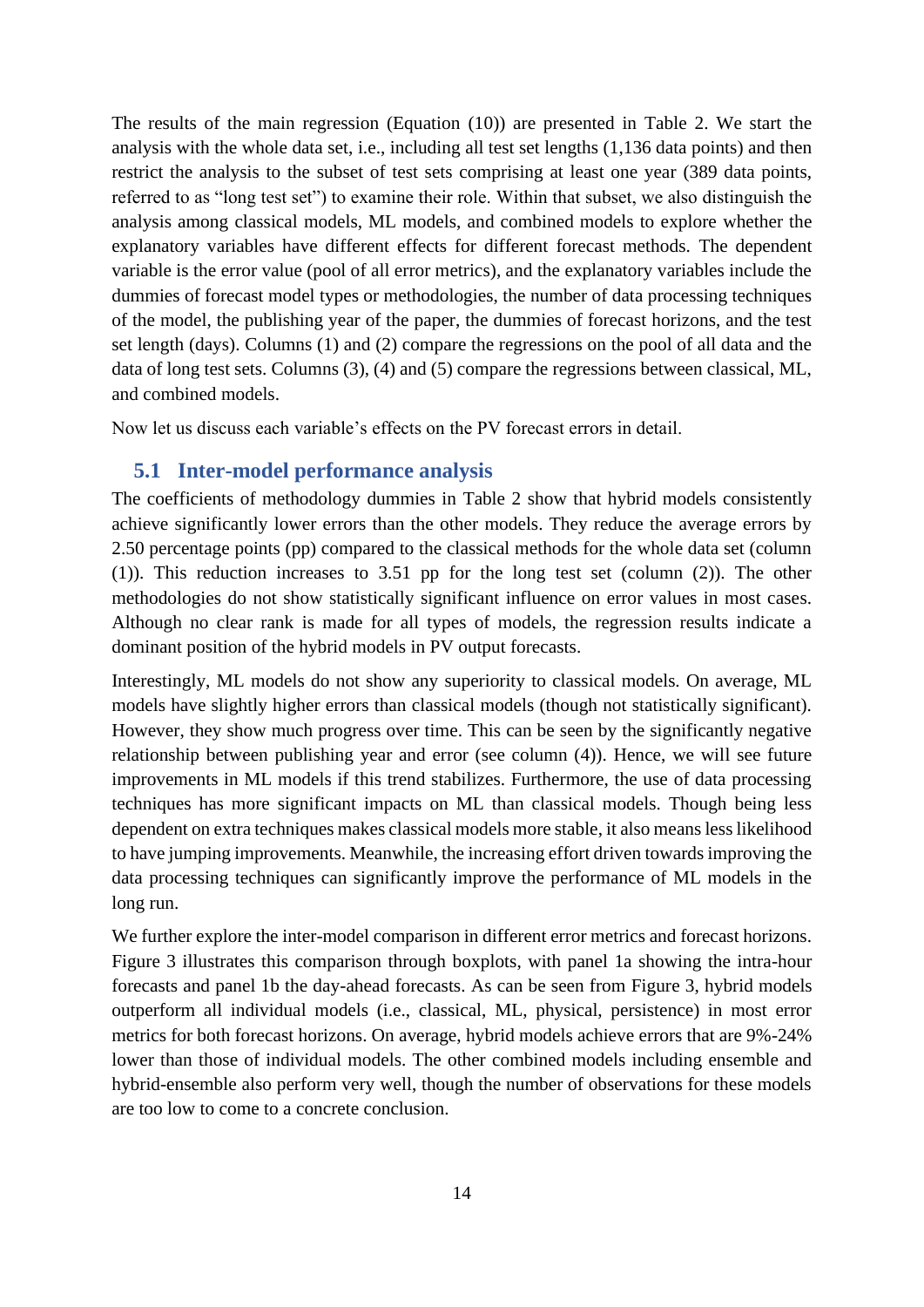The results of the main regression (Equation (10)) are presented in Table 2. We start the analysis with the whole data set, i.e., including all test set lengths (1,136 data points) and then restrict the analysis to the subset of test sets comprising at least one year (389 data points, referred to as "long test set") to examine their role. Within that subset, we also distinguish the analysis among classical models, ML models, and combined models to explore whether the explanatory variables have different effects for different forecast methods. The dependent variable is the error value (pool of all error metrics), and the explanatory variables include the dummies of forecast model types or methodologies, the number of data processing techniques of the model, the publishing year of the paper, the dummies of forecast horizons, and the test set length (days). Columns (1) and (2) compare the regressions on the pool of all data and the data of long test sets. Columns (3), (4) and (5) compare the regressions between classical, ML, and combined models.

Now let us discuss each variable's effects on the PV forecast errors in detail.

## 5.1 Inter-model performance analysis

The coefficients of methodology dummies in Table 2 show that hybrid models consistently achieve significantly lower errors than the other models. They reduce the average errors by 2.50 percentage points (pp) compared to the classical methods for the whole data set (column (1)). This reduction increases to 3.51 pp for the long test set (column (2)). The other methodologies do not show statistically significant influence on error values in most cases. Although no clear rank is made for all types of models, the regression results indicate a dominant position of the hybrid models in PV output forecasts.

Interestingly, ML models do not show any superiority to classical models. On average, ML models have slightly higher errors than classical models (though not statistically significant). However, they show much progress over time. This can be seen by the significantly negative relationship between publishing year and error (see column (4)). Hence, we will see future improvements in ML models if this trend stabilizes. Furthermore, the use of data processing techniques has more significant impacts on ML than classical models. Though being less dependent on extra techniques makes classical models more stable, it also means less likelihood to have jumping improvements. Meanwhile, the increasing effort driven towards improving the data processing techniques can significantly improve the performance of ML models in the long run.

We further explore the inter-model comparison in different error metrics and forecast horizons. Figure 3 illustrates this comparison through boxplots, with panel 1a showing the intra-hour forecasts and panel 1b the day-ahead forecasts. As can be seen from Figure 3, hybrid models outperform all individual models (i.e., classical, ML, physical, persistence) in most error metrics for both forecast horizons. On average, hybrid models achieve errors that are 9%-24% lower than those of individual models. The other combined models including ensemble and hybrid-ensemble also perform very well, though the number of observations for these models are too low to come to a concrete conclusion.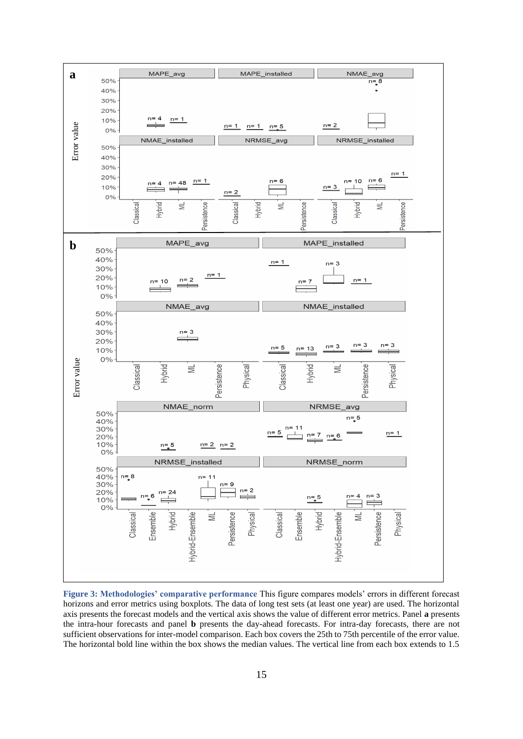**Figure 3: Methodologies' comparative performance** This figure compares models' errors in different forecast horizons and error metrics using boxplots. The data of long test sets (at least one year) are used. The horizontal axis presents the forecast models and the vertical axis shows the value of different error metrics. Panel **a** presents the intra-hour forecasts and panel **b** presents the day-ahead forecasts. For intra-day forecasts, there are not sufficient observations for inter-model comparison. Each box covers the 25th to 75th percentile of the error value. The horizontal bold line within the box shows the median values. The vertical line from each box extends to 1.5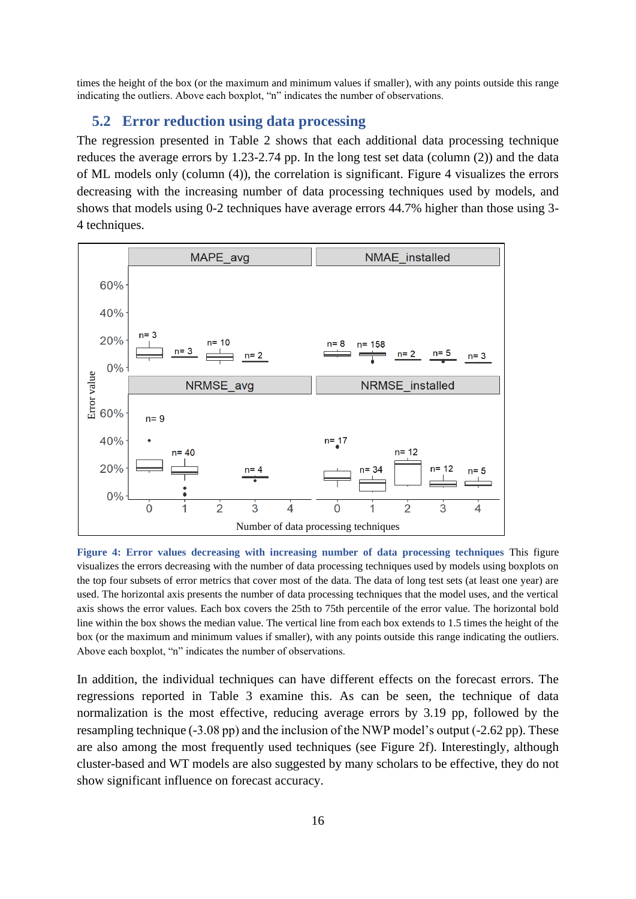times the height of the box (or the maximum and minimum values if smaller), with any points outside this range indicating the outliers. Above each boxplot, "n" indicates the number of observations.

## 5.2 Error reduction using data processing

The regression presented in Table 2 shows that each additional data processing technique reduces the average errors by 1.23-2.74 pp. In the long test set data (column (2)) and the data of ML models only (column (4)), the correlation is significant. Figure 4 visualizes the errors decreasing with the increasing number of data processing techniques used by models, and shows that models using 0-2 techniques have average errors 44.7% higher than those using 3-4 techniques.

**Figure 4: Error values decreasing with increasing number of data processing techniques** This figure visualizes the errors decreasing with the number of data processing techniques used by models using boxplots on the top four subsets of error metrics that cover most of the data. The data of long test sets (at least one year) are used. The horizontal axis presents the number of data processing techniques that the model uses, and the vertical axis shows the error values. Each box covers the 25th to 75th percentile of the error value. The horizontal bold line within the box shows the median value. The vertical line from each box extends to 1.5 times the height of the box (or the maximum and minimum values if smaller), with any points outside this range indicating the outliers. Above each boxplot, "n" indicates the number of observations.

In addition, the individual techniques can have different effects on the forecast errors. The regressions reported in Table 3 examine this. As can be seen, the technique of data normalization is the most effective, reducing average errors by 3.19 pp, followed by the resampling technique (-3.08 pp) and the inclusion of the NWP model's output (-2.62 pp). These are also among the most frequently used techniques (see Figure 2f). Interestingly, although cluster-based and WT models are also suggested by many scholars to be effective, they do not show significant influence on forecast accuracy.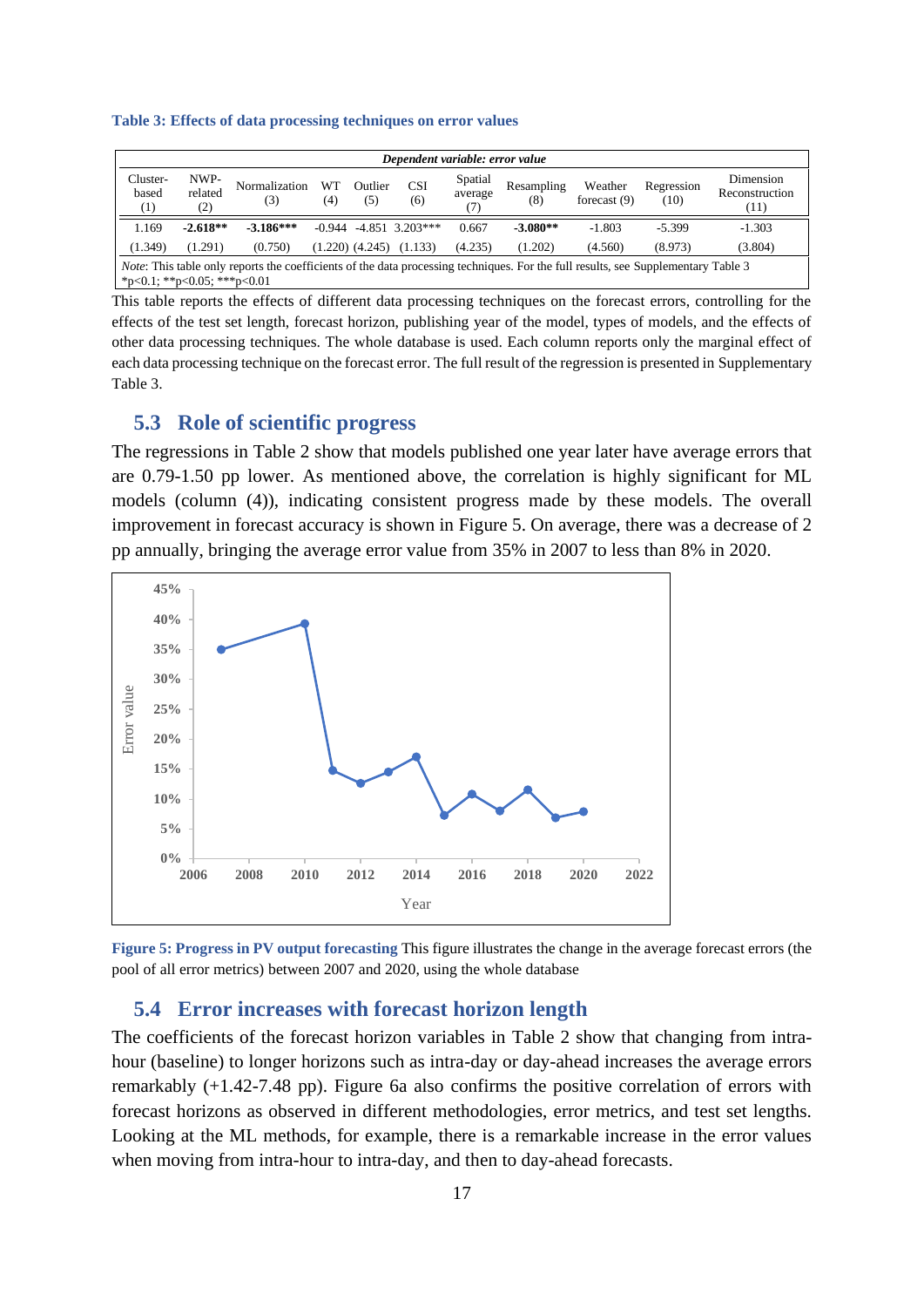**Table 3: Effects of data processing techniques on error values**

| *Dependent variable: error value* | | | | | | | | | | |
|---|---|---|---|---|---|---|---|---|---|---|
| Cluster-based (1) | NWP-related (2) | Normalization (3) | WT (4) | Outlier (5) | CSI (6) | Spatial average (7) | Resampling (8) | Weather forecast (9) | Regression (10) | Dimension Reconstruction (11) |
| 1.169 | **-2.618\*\*** | **-3.186\*\*\*** | -0.944 | -4.851 | 3.203\*\*\* | 0.667 | **-3.080\*\*** | -1.803 | -5.399 | -1.303 |
| (1.349) | (1.291) | (0.750) | (1.220) | (4.245) | (1.133) | (4.235) | (1.202) | (4.560) | (8.973) | (3.804) |

*Note*: This table only reports the coefficients of the data processing techniques. For the full results, see Supplementary Table 3
*p<0.1; **p<0.05; ***p<0.01

This table reports the effects of different data processing techniques on the forecast errors, controlling for the effects of the test set length, forecast horizon, publishing year of the model, types of models, and the effects of other data processing techniques. The whole database is used. Each column reports only the marginal effect of each data processing technique on the forecast error. The full result of the regression is presented in Supplementary Table 3.

## 5.3 Role of scientific progress

The regressions in Table 2 show that models published one year later have average errors that are 0.79-1.50 pp lower. As mentioned above, the correlation is highly significant for ML models (column (4)), indicating consistent progress made by these models. The overall improvement in forecast accuracy is shown in Figure 5. On average, there was a decrease of 2 pp annually, bringing the average error value from 35% in 2007 to less than 8% in 2020.

**Figure 5: Progress in PV output forecasting** This figure illustrates the change in the average forecast errors (the pool of all error metrics) between 2007 and 2020, using the whole database

## 5.4 Error increases with forecast horizon length

The coefficients of the forecast horizon variables in Table 2 show that changing from intra-hour (baseline) to longer horizons such as intra-day or day-ahead increases the average errors remarkably (+1.42-7.48 pp). Figure 6a also confirms the positive correlation of errors with forecast horizons as observed in different methodologies, error metrics, and test set lengths. Looking at the ML methods, for example, there is a remarkable increase in the error values when moving from intra-hour to intra-day, and then to day-ahead forecasts.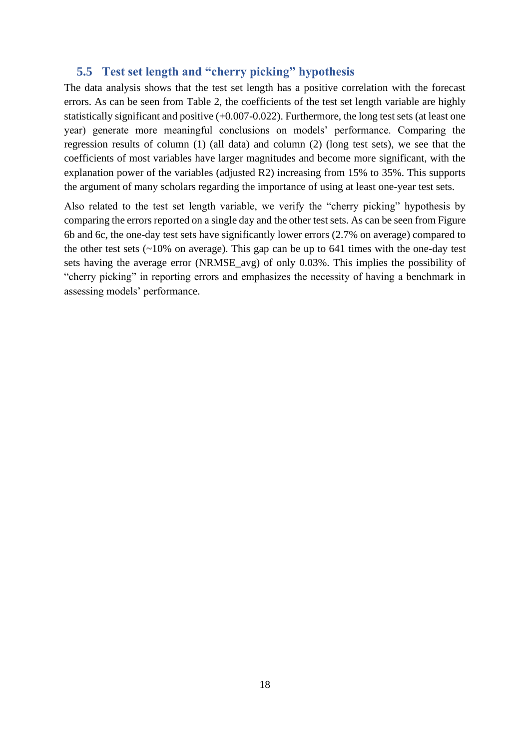### 5.5 Test set length and "cherry picking" hypothesis

The data analysis shows that the test set length has a positive correlation with the forecast errors. As can be seen from Table 2, the coefficients of the test set length variable are highly statistically significant and positive (+0.007-0.022). Furthermore, the long test sets (at least one year) generate more meaningful conclusions on models' performance. Comparing the regression results of column (1) (all data) and column (2) (long test sets), we see that the coefficients of most variables have larger magnitudes and become more significant, with the explanation power of the variables (adjusted R2) increasing from 15% to 35%. This supports the argument of many scholars regarding the importance of using at least one-year test sets.

Also related to the test set length variable, we verify the "cherry picking" hypothesis by comparing the errors reported on a single day and the other test sets. As can be seen from Figure 6b and 6c, the one-day test sets have significantly lower errors (2.7% on average) compared to the other test sets (~10% on average). This gap can be up to 641 times with the one-day test sets having the average error (NRMSE_avg) of only 0.03%. This implies the possibility of "cherry picking" in reporting errors and emphasizes the necessity of having a benchmark in assessing models' performance.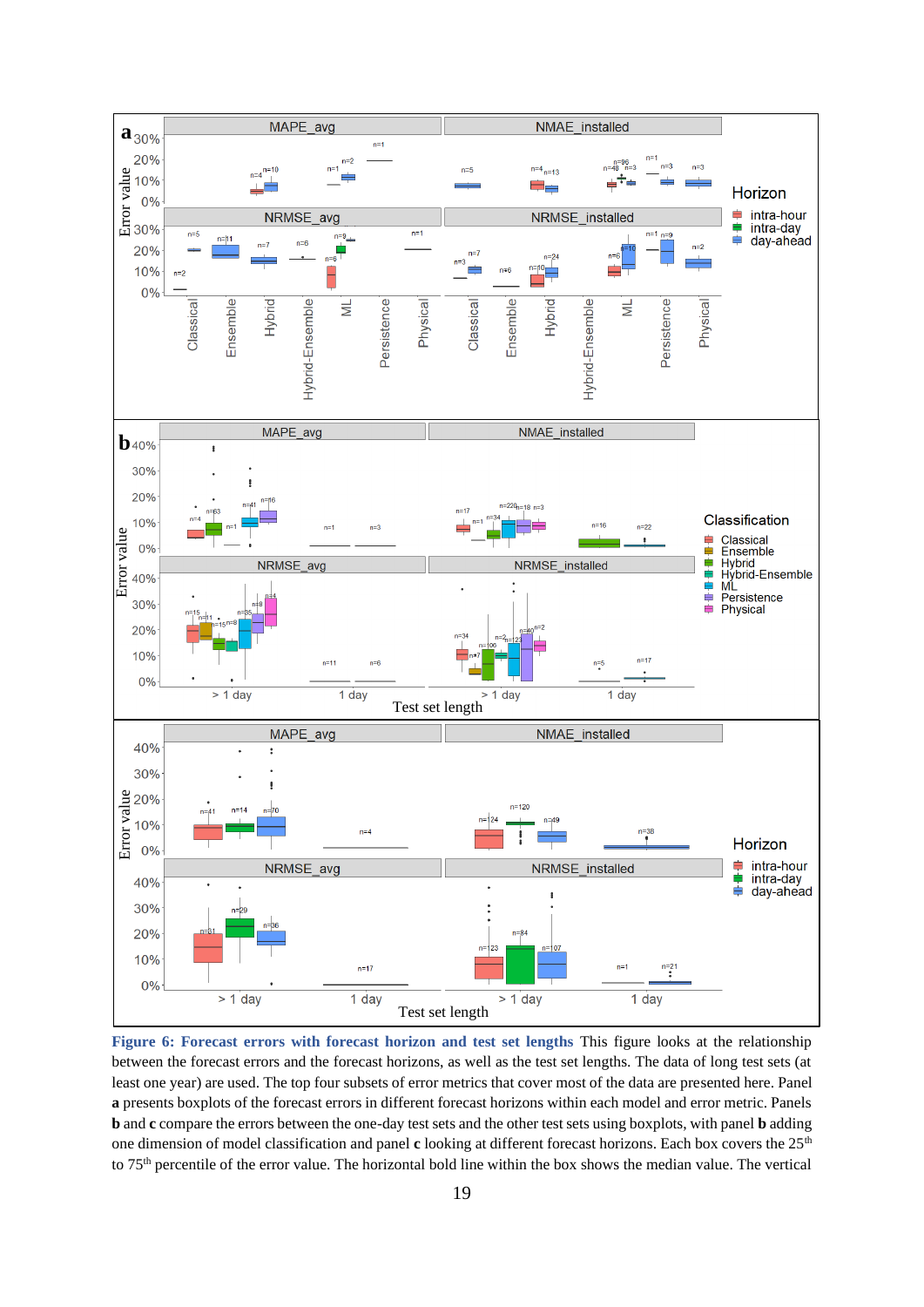**Figure 6: Forecast errors with forecast horizon and test set lengths** This figure looks at the relationship between the forecast errors and the forecast horizons, as well as the test set lengths. The data of long test sets (at least one year) are used. The top four subsets of error metrics that cover most of the data are presented here. Panel **a** presents boxplots of the forecast errors in different forecast horizons within each model and error metric. Panels **b** and **c** compare the errors between the one-day test sets and the other test sets using boxplots, with panel **b** adding one dimension of model classification and panel **c** looking at different forecast horizons. Each box covers the 25th to 75th percentile of the error value. The horizontal bold line within the box shows the median value. The vertical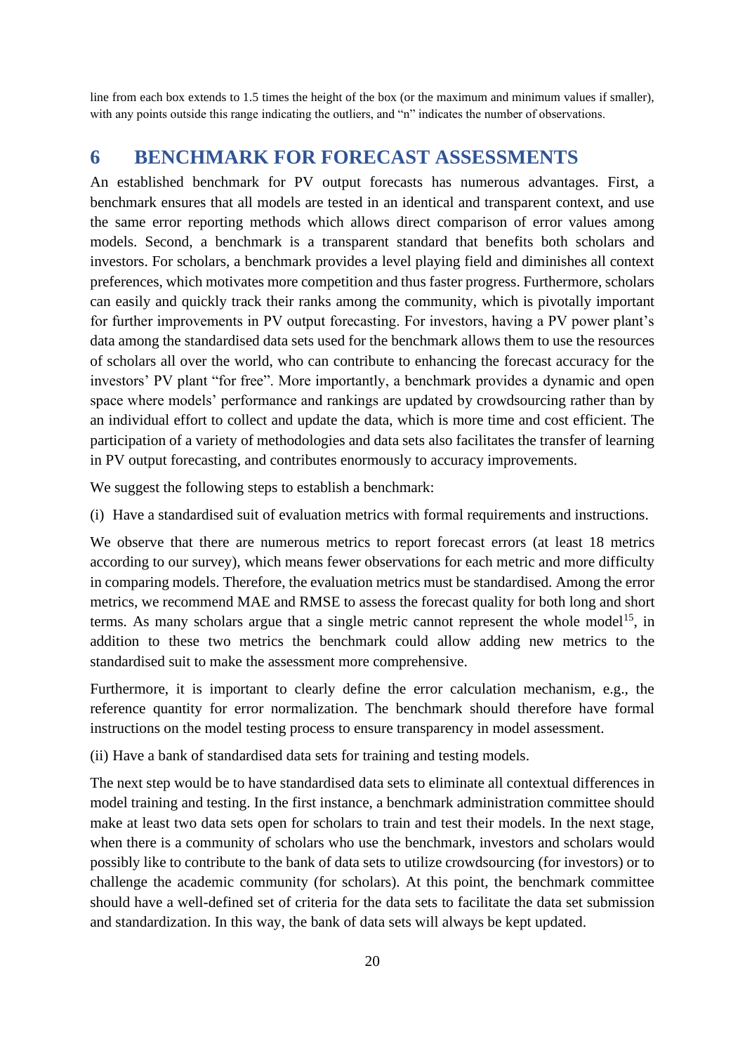line from each box extends to 1.5 times the height of the box (or the maximum and minimum values if smaller), with any points outside this range indicating the outliers, and "n" indicates the number of observations.

# 6 BENCHMARK FOR FORECAST ASSESSMENTS

An established benchmark for PV output forecasts has numerous advantages. First, a benchmark ensures that all models are tested in an identical and transparent context, and use the same error reporting methods which allows direct comparison of error values among models. Second, a benchmark is a transparent standard that benefits both scholars and investors. For scholars, a benchmark provides a level playing field and diminishes all context preferences, which motivates more competition and thus faster progress. Furthermore, scholars can easily and quickly track their ranks among the community, which is pivotally important for further improvements in PV output forecasting. For investors, having a PV power plant's data among the standardised data sets used for the benchmark allows them to use the resources of scholars all over the world, who can contribute to enhancing the forecast accuracy for the investors' PV plant "for free". More importantly, a benchmark provides a dynamic and open space where models' performance and rankings are updated by crowdsourcing rather than by an individual effort to collect and update the data, which is more time and cost efficient. The participation of a variety of methodologies and data sets also facilitates the transfer of learning in PV output forecasting, and contributes enormously to accuracy improvements.

We suggest the following steps to establish a benchmark:

(i) Have a standardised suit of evaluation metrics with formal requirements and instructions.

We observe that there are numerous metrics to report forecast errors (at least 18 metrics according to our survey), which means fewer observations for each metric and more difficulty in comparing models. Therefore, the evaluation metrics must be standardised. Among the error metrics, we recommend MAE and RMSE to assess the forecast quality for both long and short terms. As many scholars argue that a single metric cannot represent the whole model[15], in addition to these two metrics the benchmark could allow adding new metrics to the standardised suit to make the assessment more comprehensive.

Furthermore, it is important to clearly define the error calculation mechanism, e.g., the reference quantity for error normalization. The benchmark should therefore have formal instructions on the model testing process to ensure transparency in model assessment.

(ii) Have a bank of standardised data sets for training and testing models.

The next step would be to have standardised data sets to eliminate all contextual differences in model training and testing. In the first instance, a benchmark administration committee should make at least two data sets open for scholars to train and test their models. In the next stage, when there is a community of scholars who use the benchmark, investors and scholars would possibly like to contribute to the bank of data sets to utilize crowdsourcing (for investors) or to challenge the academic community (for scholars). At this point, the benchmark committee should have a well-defined set of criteria for the data sets to facilitate the data set submission and standardization. In this way, the bank of data sets will always be kept updated.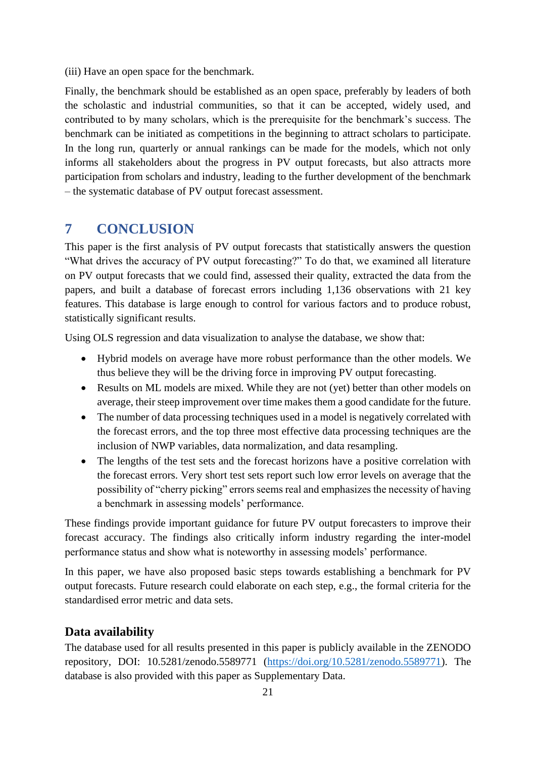(iii) Have an open space for the benchmark.

Finally, the benchmark should be established as an open space, preferably by leaders of both the scholastic and industrial communities, so that it can be accepted, widely used, and contributed to by many scholars, which is the prerequisite for the benchmark's success. The benchmark can be initiated as competitions in the beginning to attract scholars to participate. In the long run, quarterly or annual rankings can be made for the models, which not only informs all stakeholders about the progress in PV output forecasts, but also attracts more participation from scholars and industry, leading to the further development of the benchmark – the systematic database of PV output forecast assessment.

# 7 CONCLUSION

This paper is the first analysis of PV output forecasts that statistically answers the question "What drives the accuracy of PV output forecasting?" To do that, we examined all literature on PV output forecasts that we could find, assessed their quality, extracted the data from the papers, and built a database of forecast errors including 1,136 observations with 21 key features. This database is large enough to control for various factors and to produce robust, statistically significant results.

Using OLS regression and data visualization to analyse the database, we show that:

- Hybrid models on average have more robust performance than the other models. We thus believe they will be the driving force in improving PV output forecasting.
- Results on ML models are mixed. While they are not (yet) better than other models on average, their steep improvement over time makes them a good candidate for the future.
- The number of data processing techniques used in a model is negatively correlated with the forecast errors, and the top three most effective data processing techniques are the inclusion of NWP variables, data normalization, and data resampling.
- The lengths of the test sets and the forecast horizons have a positive correlation with the forecast errors. Very short test sets report such low error levels on average that the possibility of "cherry picking" errors seems real and emphasizes the necessity of having a benchmark in assessing models' performance.

These findings provide important guidance for future PV output forecasters to improve their forecast accuracy. The findings also critically inform industry regarding the inter-model performance status and show what is noteworthy in assessing models' performance.

In this paper, we have also proposed basic steps towards establishing a benchmark for PV output forecasts. Future research could elaborate on each step, e.g., the formal criteria for the standardised error metric and data sets.

## Data availability

The database used for all results presented in this paper is publicly available in the ZENODO repository, DOI: 10.5281/zenodo.5589771 (https://doi.org/10.5281/zenodo.5589771). The database is also provided with this paper as Supplementary Data.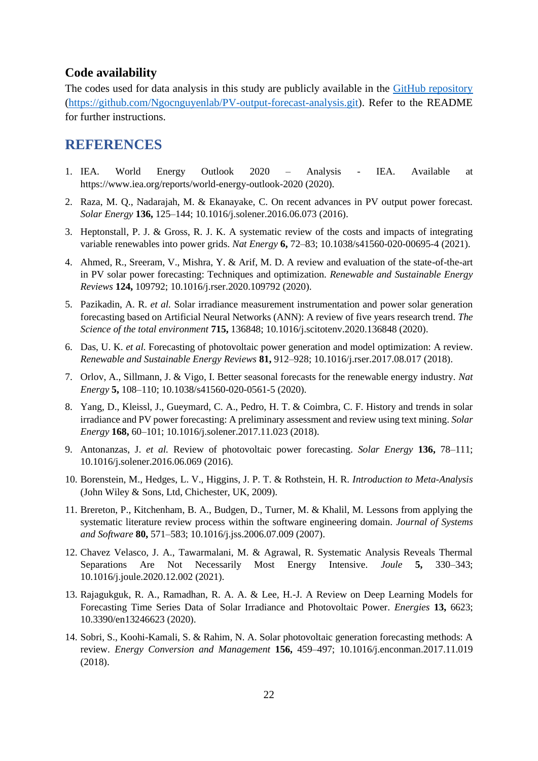## Code availability

The codes used for data analysis in this study are publicly available in the [GitHub repository](https://github.com/Ngocnguyenlab/PV-output-forecast-analysis.git) (https://github.com/Ngocnguyenlab/PV-output-forecast-analysis.git). Refer to the README for further instructions.

# REFERENCES

1. IEA. World Energy Outlook 2020 – Analysis - IEA. Available at https://www.iea.org/reports/world-energy-outlook-2020 (2020).
2. Raza, M. Q., Nadarajah, M. & Ekanayake, C. On recent advances in PV output power forecast. *Solar Energy* **136,** 125–144; 10.1016/j.solener.2016.06.073 (2016).
3. Heptonstall, P. J. & Gross, R. J. K. A systematic review of the costs and impacts of integrating variable renewables into power grids. *Nat Energy* **6,** 72–83; 10.1038/s41560-020-00695-4 (2021).
4. Ahmed, R., Sreeram, V., Mishra, Y. & Arif, M. D. A review and evaluation of the state-of-the-art in PV solar power forecasting: Techniques and optimization. *Renewable and Sustainable Energy Reviews* **124,** 109792; 10.1016/j.rser.2020.109792 (2020).
5. Pazikadin, A. R. *et al.* Solar irradiance measurement instrumentation and power solar generation forecasting based on Artificial Neural Networks (ANN): A review of five years research trend. *The Science of the total environment* **715,** 136848; 10.1016/j.scitotenv.2020.136848 (2020).
6. Das, U. K. *et al.* Forecasting of photovoltaic power generation and model optimization: A review. *Renewable and Sustainable Energy Reviews* **81,** 912–928; 10.1016/j.rser.2017.08.017 (2018).
7. Orlov, A., Sillmann, J. & Vigo, I. Better seasonal forecasts for the renewable energy industry. *Nat Energy* **5,** 108–110; 10.1038/s41560-020-0561-5 (2020).
8. Yang, D., Kleissl, J., Gueymard, C. A., Pedro, H. T. & Coimbra, C. F. History and trends in solar irradiance and PV power forecasting: A preliminary assessment and review using text mining. *Solar Energy* **168,** 60–101; 10.1016/j.solener.2017.11.023 (2018).
9. Antonanzas, J. *et al.* Review of photovoltaic power forecasting. *Solar Energy* **136,** 78–111; 10.1016/j.solener.2016.06.069 (2016).
10. Borenstein, M., Hedges, L. V., Higgins, J. P. T. & Rothstein, H. R. *Introduction to Meta-Analysis* (John Wiley & Sons, Ltd, Chichester, UK, 2009).
11. Brereton, P., Kitchenham, B. A., Budgen, D., Turner, M. & Khalil, M. Lessons from applying the systematic literature review process within the software engineering domain. *Journal of Systems and Software* **80,** 571–583; 10.1016/j.jss.2006.07.009 (2007).
12. Chavez Velasco, J. A., Tawarmalani, M. & Agrawal, R. Systematic Analysis Reveals Thermal Separations Are Not Necessarily Most Energy Intensive. *Joule* **5,** 330–343; 10.1016/j.joule.2020.12.002 (2021).
13. Rajagukguk, R. A., Ramadhan, R. A. A. & Lee, H.-J. A Review on Deep Learning Models for Forecasting Time Series Data of Solar Irradiance and Photovoltaic Power. *Energies* **13,** 6623; 10.3390/en13246623 (2020).
14. Sobri, S., Koohi-Kamali, S. & Rahim, N. A. Solar photovoltaic generation forecasting methods: A review. *Energy Conversion and Management* **156,** 459–497; 10.1016/j.enconman.2017.11.019 (2018).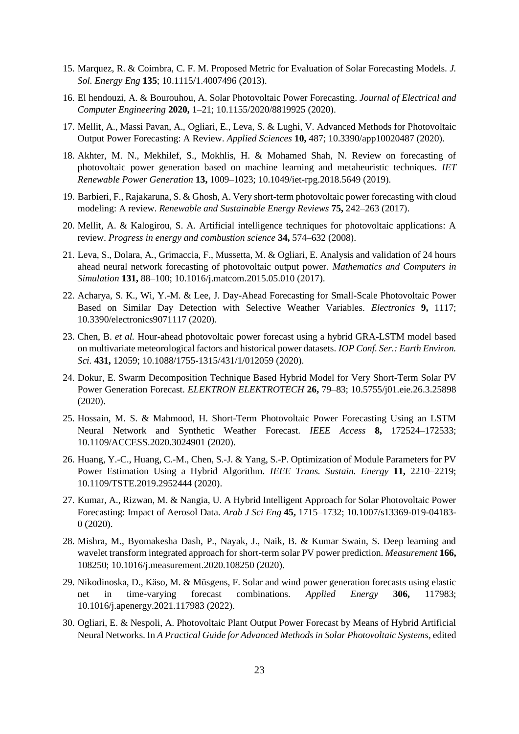15. Marquez, R. & Coimbra, C. F. M. Proposed Metric for Evaluation of Solar Forecasting Models. *J. Sol. Energy Eng* **135**; 10.1115/1.4007496 (2013).

16. El hendouzi, A. & Bourouhou, A. Solar Photovoltaic Power Forecasting. *Journal of Electrical and Computer Engineering* **2020,** 1–21; 10.1155/2020/8819925 (2020).

17. Mellit, A., Massi Pavan, A., Ogliari, E., Leva, S. & Lughi, V. Advanced Methods for Photovoltaic Output Power Forecasting: A Review. *Applied Sciences* **10,** 487; 10.3390/app10020487 (2020).

18. Akhter, M. N., Mekhilef, S., Mokhlis, H. & Mohamed Shah, N. Review on forecasting of photovoltaic power generation based on machine learning and metaheuristic techniques. *IET Renewable Power Generation* **13,** 1009–1023; 10.1049/iet-rpg.2018.5649 (2019).

19. Barbieri, F., Rajakaruna, S. & Ghosh, A. Very short-term photovoltaic power forecasting with cloud modeling: A review. *Renewable and Sustainable Energy Reviews* **75,** 242–263 (2017).

20. Mellit, A. & Kalogirou, S. A. Artificial intelligence techniques for photovoltaic applications: A review. *Progress in energy and combustion science* **34,** 574–632 (2008).

21. Leva, S., Dolara, A., Grimaccia, F., Mussetta, M. & Ogliari, E. Analysis and validation of 24 hours ahead neural network forecasting of photovoltaic output power. *Mathematics and Computers in Simulation* **131,** 88–100; 10.1016/j.matcom.2015.05.010 (2017).

22. Acharya, S. K., Wi, Y.-M. & Lee, J. Day-Ahead Forecasting for Small-Scale Photovoltaic Power Based on Similar Day Detection with Selective Weather Variables. *Electronics* **9,** 1117; 10.3390/electronics9071117 (2020).

23. Chen, B. *et al.* Hour-ahead photovoltaic power forecast using a hybrid GRA-LSTM model based on multivariate meteorological factors and historical power datasets. *IOP Conf. Ser.: Earth Environ. Sci.* **431,** 12059; 10.1088/1755-1315/431/1/012059 (2020).

24. Dokur, E. Swarm Decomposition Technique Based Hybrid Model for Very Short-Term Solar PV Power Generation Forecast. *ELEKTRON ELEKTROTECH* **26,** 79–83; 10.5755/j01.eie.26.3.25898 (2020).

25. Hossain, M. S. & Mahmood, H. Short-Term Photovoltaic Power Forecasting Using an LSTM Neural Network and Synthetic Weather Forecast. *IEEE Access* **8,** 172524–172533; 10.1109/ACCESS.2020.3024901 (2020).

26. Huang, Y.-C., Huang, C.-M., Chen, S.-J. & Yang, S.-P. Optimization of Module Parameters for PV Power Estimation Using a Hybrid Algorithm. *IEEE Trans. Sustain. Energy* **11,** 2210–2219; 10.1109/TSTE.2019.2952444 (2020).

27. Kumar, A., Rizwan, M. & Nangia, U. A Hybrid Intelligent Approach for Solar Photovoltaic Power Forecasting: Impact of Aerosol Data. *Arab J Sci Eng* **45,** 1715–1732; 10.1007/s13369-019-04183-0 (2020).

28. Mishra, M., Byomakesha Dash, P., Nayak, J., Naik, B. & Kumar Swain, S. Deep learning and wavelet transform integrated approach for short-term solar PV power prediction. *Measurement* **166,** 108250; 10.1016/j.measurement.2020.108250 (2020).

29. Nikodinoska, D., Käso, M. & Müsgens, F. Solar and wind power generation forecasts using elastic net in time-varying forecast combinations. *Applied Energy* **306,** 117983; 10.1016/j.apenergy.2021.117983 (2022).

30. Ogliari, E. & Nespoli, A. Photovoltaic Plant Output Power Forecast by Means of Hybrid Artificial Neural Networks. In *A Practical Guide for Advanced Methods in Solar Photovoltaic Systems,* edited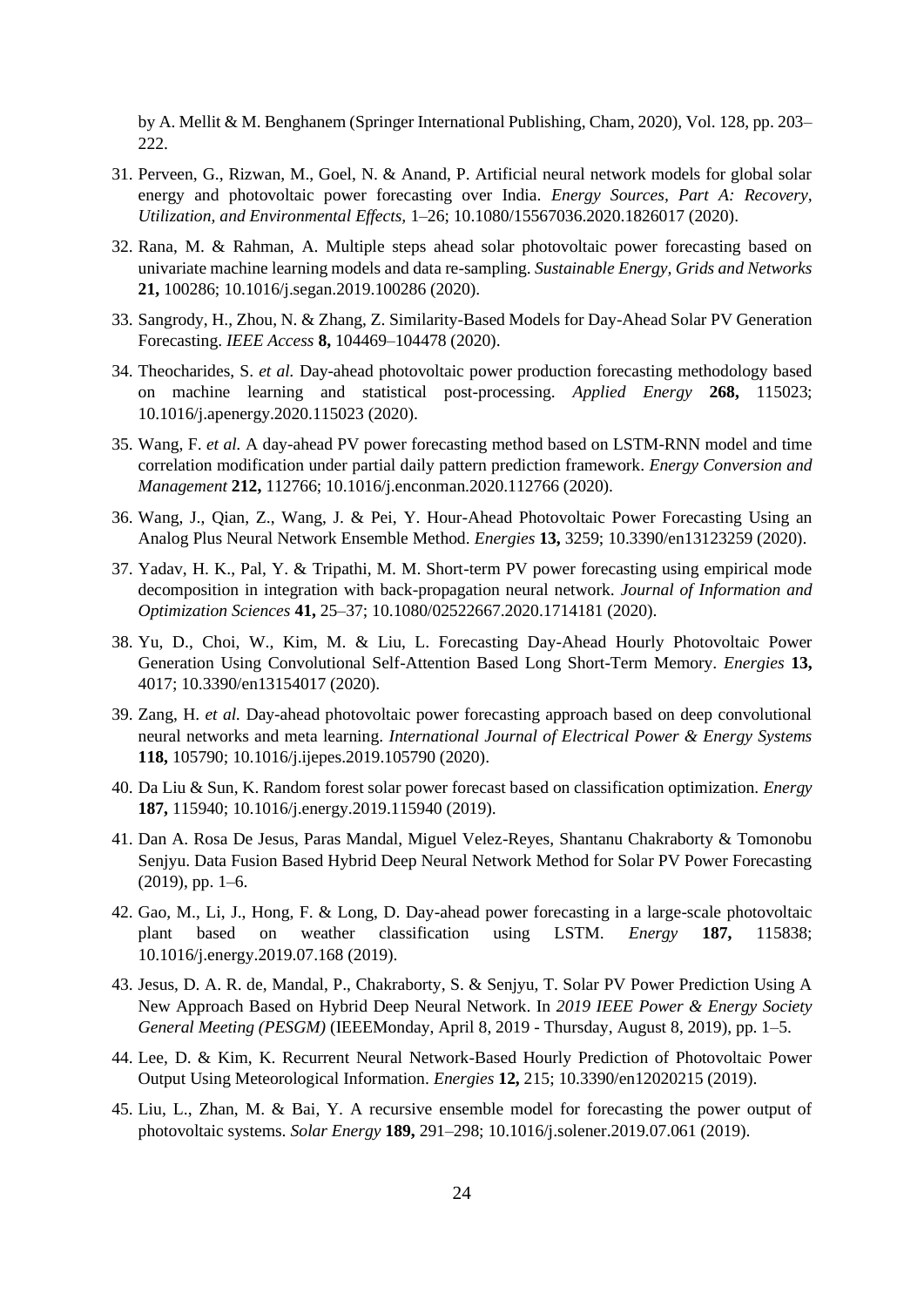by A. Mellit & M. Benghanem (Springer International Publishing, Cham, 2020), Vol. 128, pp. 203–222.

31. Perveen, G., Rizwan, M., Goel, N. & Anand, P. Artificial neural network models for global solar energy and photovoltaic power forecasting over India. *Energy Sources, Part A: Recovery, Utilization, and Environmental Effects,* 1–26; 10.1080/15567036.2020.1826017 (2020).
32. Rana, M. & Rahman, A. Multiple steps ahead solar photovoltaic power forecasting based on univariate machine learning models and data re-sampling. *Sustainable Energy, Grids and Networks* **21,** 100286; 10.1016/j.segan.2019.100286 (2020).
33. Sangrody, H., Zhou, N. & Zhang, Z. Similarity-Based Models for Day-Ahead Solar PV Generation Forecasting. *IEEE Access* **8,** 104469–104478 (2020).
34. Theocharides, S. *et al.* Day-ahead photovoltaic power production forecasting methodology based on machine learning and statistical post-processing. *Applied Energy* **268,** 115023; 10.1016/j.apenergy.2020.115023 (2020).
35. Wang, F. *et al.* A day-ahead PV power forecasting method based on LSTM-RNN model and time correlation modification under partial daily pattern prediction framework. *Energy Conversion and Management* **212,** 112766; 10.1016/j.enconman.2020.112766 (2020).
36. Wang, J., Qian, Z., Wang, J. & Pei, Y. Hour-Ahead Photovoltaic Power Forecasting Using an Analog Plus Neural Network Ensemble Method. *Energies* **13,** 3259; 10.3390/en13123259 (2020).
37. Yadav, H. K., Pal, Y. & Tripathi, M. M. Short-term PV power forecasting using empirical mode decomposition in integration with back-propagation neural network. *Journal of Information and Optimization Sciences* **41,** 25–37; 10.1080/02522667.2020.1714181 (2020).
38. Yu, D., Choi, W., Kim, M. & Liu, L. Forecasting Day-Ahead Hourly Photovoltaic Power Generation Using Convolutional Self-Attention Based Long Short-Term Memory. *Energies* **13,** 4017; 10.3390/en13154017 (2020).
39. Zang, H. *et al.* Day-ahead photovoltaic power forecasting approach based on deep convolutional neural networks and meta learning. *International Journal of Electrical Power & Energy Systems* **118,** 105790; 10.1016/j.ijepes.2019.105790 (2020).
40. Da Liu & Sun, K. Random forest solar power forecast based on classification optimization. *Energy* **187,** 115940; 10.1016/j.energy.2019.115940 (2019).
41. Dan A. Rosa De Jesus, Paras Mandal, Miguel Velez-Reyes, Shantanu Chakraborty & Tomonobu Senjyu. Data Fusion Based Hybrid Deep Neural Network Method for Solar PV Power Forecasting (2019), pp. 1–6.
42. Gao, M., Li, J., Hong, F. & Long, D. Day-ahead power forecasting in a large-scale photovoltaic plant based on weather classification using LSTM. *Energy* **187,** 115838; 10.1016/j.energy.2019.07.168 (2019).
43. Jesus, D. A. R. de, Mandal, P., Chakraborty, S. & Senjyu, T. Solar PV Power Prediction Using A New Approach Based on Hybrid Deep Neural Network. In *2019 IEEE Power & Energy Society General Meeting (PESGM)* (IEEEMonday, April 8, 2019 - Thursday, August 8, 2019), pp. 1–5.
44. Lee, D. & Kim, K. Recurrent Neural Network-Based Hourly Prediction of Photovoltaic Power Output Using Meteorological Information. *Energies* **12,** 215; 10.3390/en12020215 (2019).
45. Liu, L., Zhan, M. & Bai, Y. A recursive ensemble model for forecasting the power output of photovoltaic systems. *Solar Energy* **189,** 291–298; 10.1016/j.solener.2019.07.061 (2019).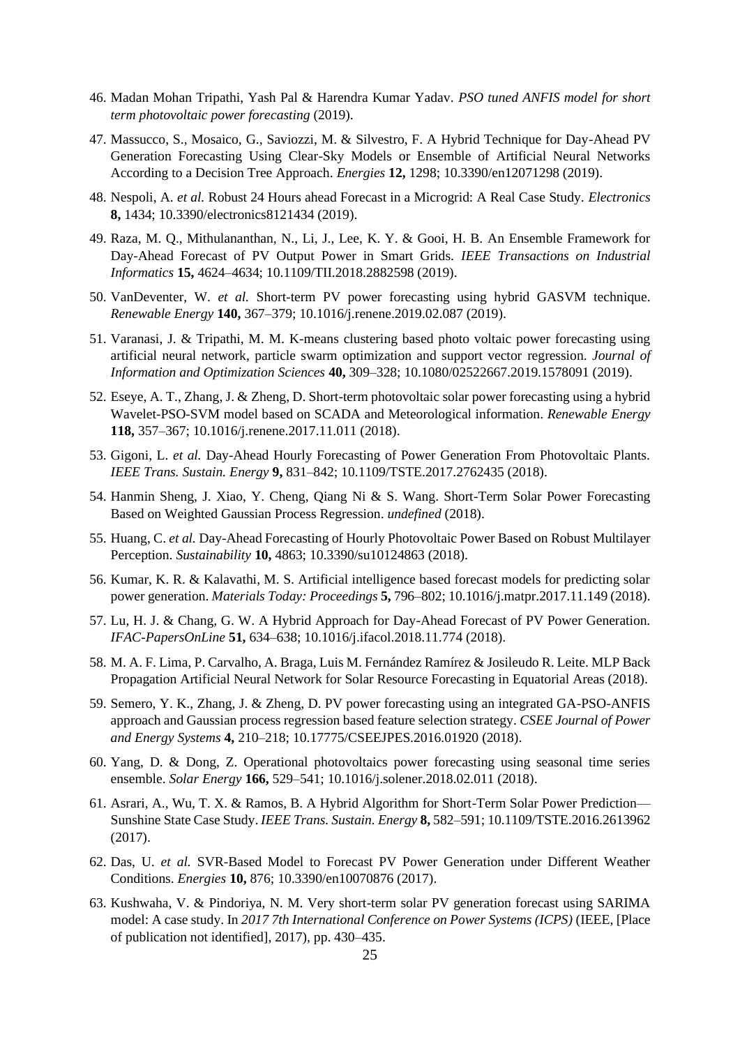46. Madan Mohan Tripathi, Yash Pal & Harendra Kumar Yadav. *PSO tuned ANFIS model for short term photovoltaic power forecasting* (2019).
47. Massucco, S., Mosaico, G., Saviozzi, M. & Silvestro, F. A Hybrid Technique for Day-Ahead PV Generation Forecasting Using Clear-Sky Models or Ensemble of Artificial Neural Networks According to a Decision Tree Approach. *Energies* **12,** 1298; 10.3390/en12071298 (2019).
48. Nespoli, A. *et al.* Robust 24 Hours ahead Forecast in a Microgrid: A Real Case Study. *Electronics* **8,** 1434; 10.3390/electronics8121434 (2019).
49. Raza, M. Q., Mithulananthan, N., Li, J., Lee, K. Y. & Gooi, H. B. An Ensemble Framework for Day-Ahead Forecast of PV Output Power in Smart Grids. *IEEE Transactions on Industrial Informatics* **15,** 4624–4634; 10.1109/TII.2018.2882598 (2019).
50. VanDeventer, W. *et al.* Short-term PV power forecasting using hybrid GASVM technique. *Renewable Energy* **140,** 367–379; 10.1016/j.renene.2019.02.087 (2019).
51. Varanasi, J. & Tripathi, M. M. K-means clustering based photo voltaic power forecasting using artificial neural network, particle swarm optimization and support vector regression. *Journal of Information and Optimization Sciences* **40,** 309–328; 10.1080/02522667.2019.1578091 (2019).
52. Eseye, A. T., Zhang, J. & Zheng, D. Short-term photovoltaic solar power forecasting using a hybrid Wavelet-PSO-SVM model based on SCADA and Meteorological information. *Renewable Energy* **118,** 357–367; 10.1016/j.renene.2017.11.011 (2018).
53. Gigoni, L. *et al.* Day-Ahead Hourly Forecasting of Power Generation From Photovoltaic Plants. *IEEE Trans. Sustain. Energy* **9,** 831–842; 10.1109/TSTE.2017.2762435 (2018).
54. Hanmin Sheng, J. Xiao, Y. Cheng, Qiang Ni & S. Wang. Short-Term Solar Power Forecasting Based on Weighted Gaussian Process Regression. *undefined* (2018).
55. Huang, C. *et al.* Day-Ahead Forecasting of Hourly Photovoltaic Power Based on Robust Multilayer Perception. *Sustainability* **10,** 4863; 10.3390/su10124863 (2018).
56. Kumar, K. R. & Kalavathi, M. S. Artificial intelligence based forecast models for predicting solar power generation. *Materials Today: Proceedings* **5,** 796–802; 10.1016/j.matpr.2017.11.149 (2018).
57. Lu, H. J. & Chang, G. W. A Hybrid Approach for Day-Ahead Forecast of PV Power Generation. *IFAC-PapersOnLine* **51,** 634–638; 10.1016/j.ifacol.2018.11.774 (2018).
58. M. A. F. Lima, P. Carvalho, A. Braga, Luis M. Fernández Ramírez & Josileudo R. Leite. MLP Back Propagation Artificial Neural Network for Solar Resource Forecasting in Equatorial Areas (2018).
59. Semero, Y. K., Zhang, J. & Zheng, D. PV power forecasting using an integrated GA-PSO-ANFIS approach and Gaussian process regression based feature selection strategy. *CSEE Journal of Power and Energy Systems* **4,** 210–218; 10.17775/CSEEJPES.2016.01920 (2018).
60. Yang, D. & Dong, Z. Operational photovoltaics power forecasting using seasonal time series ensemble. *Solar Energy* **166,** 529–541; 10.1016/j.solener.2018.02.011 (2018).
61. Asrari, A., Wu, T. X. & Ramos, B. A Hybrid Algorithm for Short-Term Solar Power Prediction—Sunshine State Case Study. *IEEE Trans. Sustain. Energy* **8,** 582–591; 10.1109/TSTE.2016.2613962 (2017).
62. Das, U. *et al.* SVR-Based Model to Forecast PV Power Generation under Different Weather Conditions. *Energies* **10,** 876; 10.3390/en10070876 (2017).
63. Kushwaha, V. & Pindoriya, N. M. Very short-term solar PV generation forecast using SARIMA model: A case study. In *2017 7th International Conference on Power Systems (ICPS)* (IEEE, [Place of publication not identified], 2017), pp. 430–435.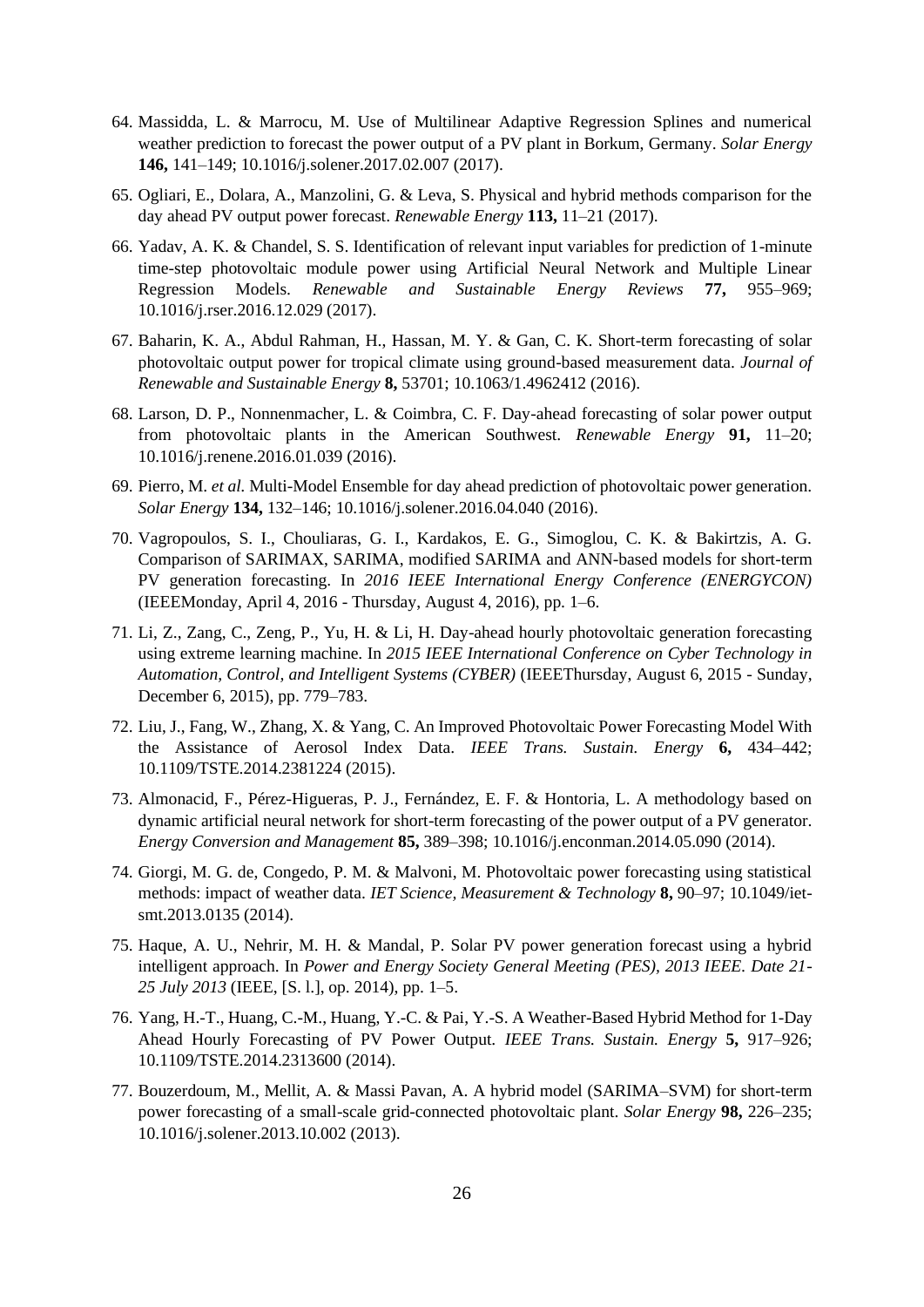64. Massidda, L. & Marrocu, M. Use of Multilinear Adaptive Regression Splines and numerical weather prediction to forecast the power output of a PV plant in Borkum, Germany. *Solar Energy* **146,** 141–149; 10.1016/j.solener.2017.02.007 (2017).

65. Ogliari, E., Dolara, A., Manzolini, G. & Leva, S. Physical and hybrid methods comparison for the day ahead PV output power forecast. *Renewable Energy* **113,** 11–21 (2017).

66. Yadav, A. K. & Chandel, S. S. Identification of relevant input variables for prediction of 1-minute time-step photovoltaic module power using Artificial Neural Network and Multiple Linear Regression Models. *Renewable and Sustainable Energy Reviews* **77,** 955–969; 10.1016/j.rser.2016.12.029 (2017).

67. Baharin, K. A., Abdul Rahman, H., Hassan, M. Y. & Gan, C. K. Short-term forecasting of solar photovoltaic output power for tropical climate using ground-based measurement data. *Journal of Renewable and Sustainable Energy* **8,** 53701; 10.1063/1.4962412 (2016).

68. Larson, D. P., Nonnenmacher, L. & Coimbra, C. F. Day-ahead forecasting of solar power output from photovoltaic plants in the American Southwest. *Renewable Energy* **91,** 11–20; 10.1016/j.renene.2016.01.039 (2016).

69. Pierro, M. *et al.* Multi-Model Ensemble for day ahead prediction of photovoltaic power generation. *Solar Energy* **134,** 132–146; 10.1016/j.solener.2016.04.040 (2016).

70. Vagropoulos, S. I., Chouliaras, G. I., Kardakos, E. G., Simoglou, C. K. & Bakirtzis, A. G. Comparison of SARIMAX, SARIMA, modified SARIMA and ANN-based models for short-term PV generation forecasting. In *2016 IEEE International Energy Conference (ENERGYCON)* (IEEEMonday, April 4, 2016 - Thursday, August 4, 2016), pp. 1–6.

71. Li, Z., Zang, C., Zeng, P., Yu, H. & Li, H. Day-ahead hourly photovoltaic generation forecasting using extreme learning machine. In *2015 IEEE International Conference on Cyber Technology in Automation, Control, and Intelligent Systems (CYBER)* (IEEEThursday, August 6, 2015 - Sunday, December 6, 2015), pp. 779–783.

72. Liu, J., Fang, W., Zhang, X. & Yang, C. An Improved Photovoltaic Power Forecasting Model With the Assistance of Aerosol Index Data. *IEEE Trans. Sustain. Energy* **6,** 434–442; 10.1109/TSTE.2014.2381224 (2015).

73. Almonacid, F., Pérez-Higueras, P. J., Fernández, E. F. & Hontoria, L. A methodology based on dynamic artificial neural network for short-term forecasting of the power output of a PV generator. *Energy Conversion and Management* **85,** 389–398; 10.1016/j.enconman.2014.05.090 (2014).

74. Giorgi, M. G. de, Congedo, P. M. & Malvoni, M. Photovoltaic power forecasting using statistical methods: impact of weather data. *IET Science, Measurement & Technology* **8,** 90–97; 10.1049/iet-smt.2013.0135 (2014).

75. Haque, A. U., Nehrir, M. H. & Mandal, P. Solar PV power generation forecast using a hybrid intelligent approach. In *Power and Energy Society General Meeting (PES), 2013 IEEE. Date 21-25 July 2013* (IEEE, [S. l.], op. 2014), pp. 1–5.

76. Yang, H.-T., Huang, C.-M., Huang, Y.-C. & Pai, Y.-S. A Weather-Based Hybrid Method for 1-Day Ahead Hourly Forecasting of PV Power Output. *IEEE Trans. Sustain. Energy* **5,** 917–926; 10.1109/TSTE.2014.2313600 (2014).

77. Bouzerdoum, M., Mellit, A. & Massi Pavan, A. A hybrid model (SARIMA–SVM) for short-term power forecasting of a small-scale grid-connected photovoltaic plant. *Solar Energy* **98,** 226–235; 10.1016/j.solener.2013.10.002 (2013).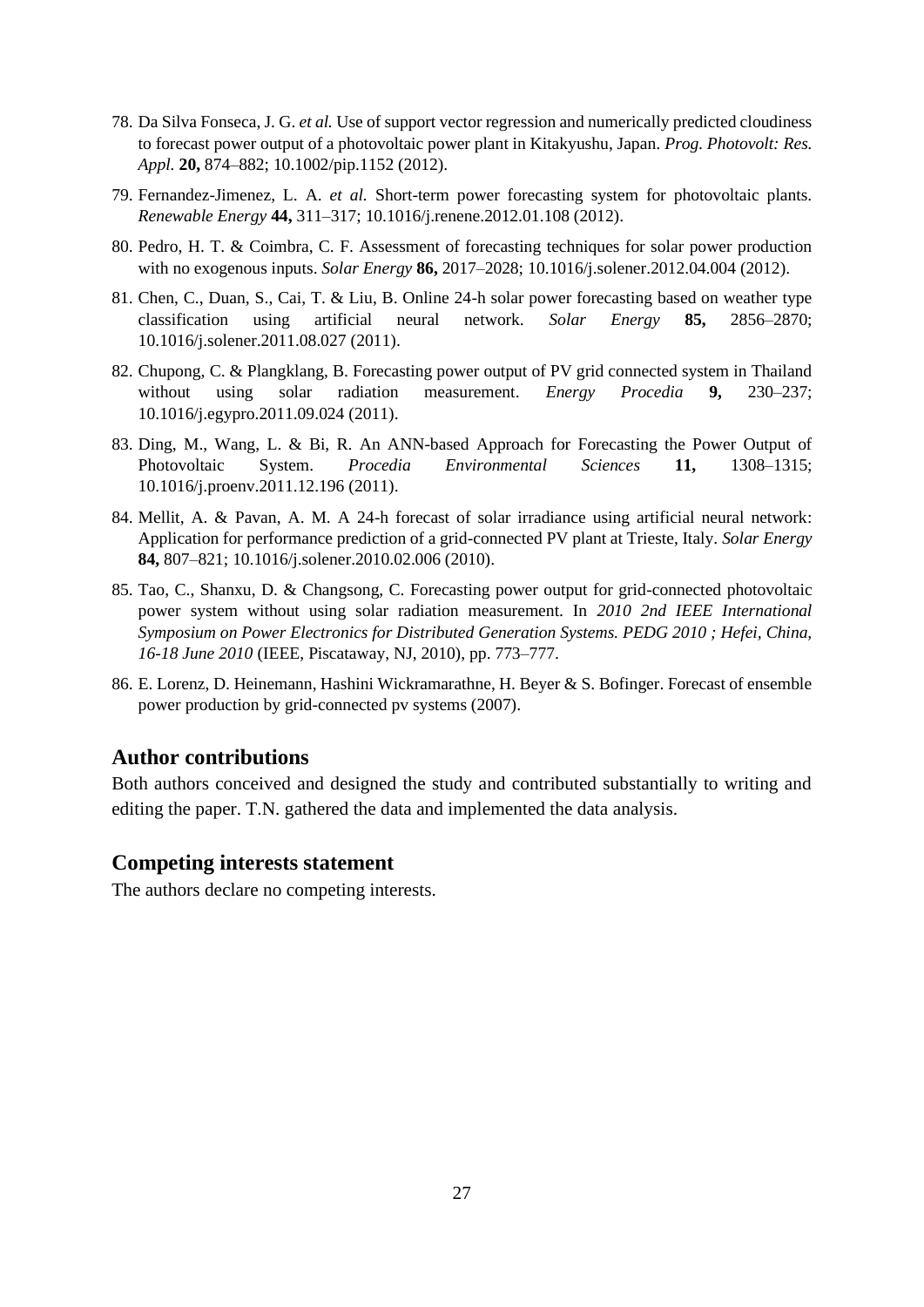78. Da Silva Fonseca, J. G. *et al.* Use of support vector regression and numerically predicted cloudiness to forecast power output of a photovoltaic power plant in Kitakyushu, Japan. *Prog. Photovolt: Res. Appl.* **20,** 874–882; 10.1002/pip.1152 (2012).

79. Fernandez-Jimenez, L. A. *et al.* Short-term power forecasting system for photovoltaic plants. *Renewable Energy* **44,** 311–317; 10.1016/j.renene.2012.01.108 (2012).

80. Pedro, H. T. & Coimbra, C. F. Assessment of forecasting techniques for solar power production with no exogenous inputs. *Solar Energy* **86,** 2017–2028; 10.1016/j.solener.2012.04.004 (2012).

81. Chen, C., Duan, S., Cai, T. & Liu, B. Online 24-h solar power forecasting based on weather type classification using artificial neural network. *Solar Energy* **85,** 2856–2870; 10.1016/j.solener.2011.08.027 (2011).

82. Chupong, C. & Plangklang, B. Forecasting power output of PV grid connected system in Thailand without using solar radiation measurement. *Energy Procedia* **9,** 230–237; 10.1016/j.egypro.2011.09.024 (2011).

83. Ding, M., Wang, L. & Bi, R. An ANN-based Approach for Forecasting the Power Output of Photovoltaic System. *Procedia Environmental Sciences* **11,** 1308–1315; 10.1016/j.proenv.2011.12.196 (2011).

84. Mellit, A. & Pavan, A. M. A 24-h forecast of solar irradiance using artificial neural network: Application for performance prediction of a grid-connected PV plant at Trieste, Italy. *Solar Energy* **84,** 807–821; 10.1016/j.solener.2010.02.006 (2010).

85. Tao, C., Shanxu, D. & Changsong, C. Forecasting power output for grid-connected photovoltaic power system without using solar radiation measurement. In *2010 2nd IEEE International Symposium on Power Electronics for Distributed Generation Systems. PEDG 2010 ; Hefei, China, 16-18 June 2010* (IEEE, Piscataway, NJ, 2010), pp. 773–777.

86. E. Lorenz, D. Heinemann, Hashini Wickramarathne, H. Beyer & S. Bofinger. Forecast of ensemble power production by grid-connected pv systems (2007).

## Author contributions

Both authors conceived and designed the study and contributed substantially to writing and editing the paper. T.N. gathered the data and implemented the data analysis.

## Competing interests statement

The authors declare no competing interests.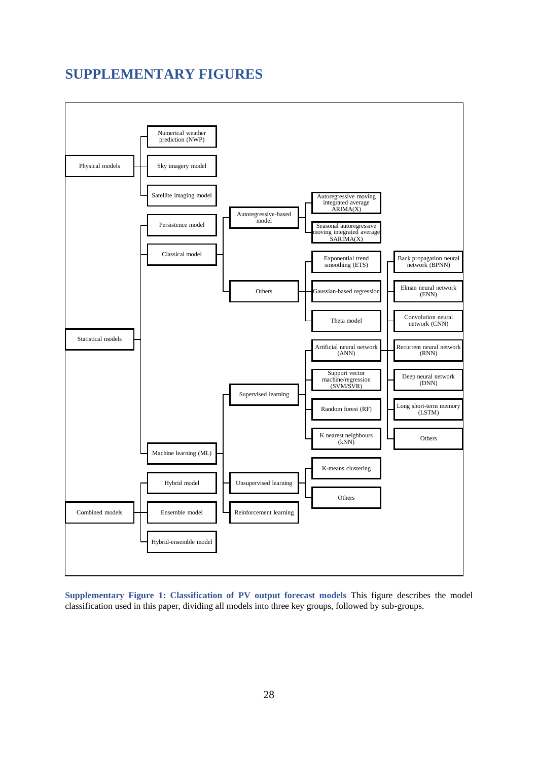# SUPPLEMENTARY FIGURES

- Physical models
  - Numerical weather prediction (NWP)
  - Sky imagery model
  - Satellite imaging model
- Statistical models
  - Persistence model
  - Classical model
    - Autoregressive-based model
      - Autoregressive moving integrated average ARIMA(X)
      - Seasonal autoregressive moving integrated average SARIMA(X)
    - Others
      - Exponential trend smoothing (ETS)
      - Gaussian-based regression
      - Theta model
  - Machine learning (ML)
    - Supervised learning
      - Artificial neural network (ANN)
        - Back propagation neural network (BPNN)
        - Elman neural network (ENN)
        - Convolution neural network (CNN)
        - Recurrent neural network (RNN)
        - Deep neural network (DNN)
        - Long short-term memory (LSTM)
        - Others
      - Support vector machine/regression (SVM/SVR)
      - Random forest (RF)
      - K nearest neighbours (kNN)
    - Unsupervised learning
      - K-means clustering
      - Others
    - Reinforcement learning
- Combined models
  - Hybrid model
  - Ensemble model
  - Hybrid-ensemble model

**Supplementary Figure 1: Classification of PV output forecast models** This figure describes the model classification used in this paper, dividing all models into three key groups, followed by sub-groups.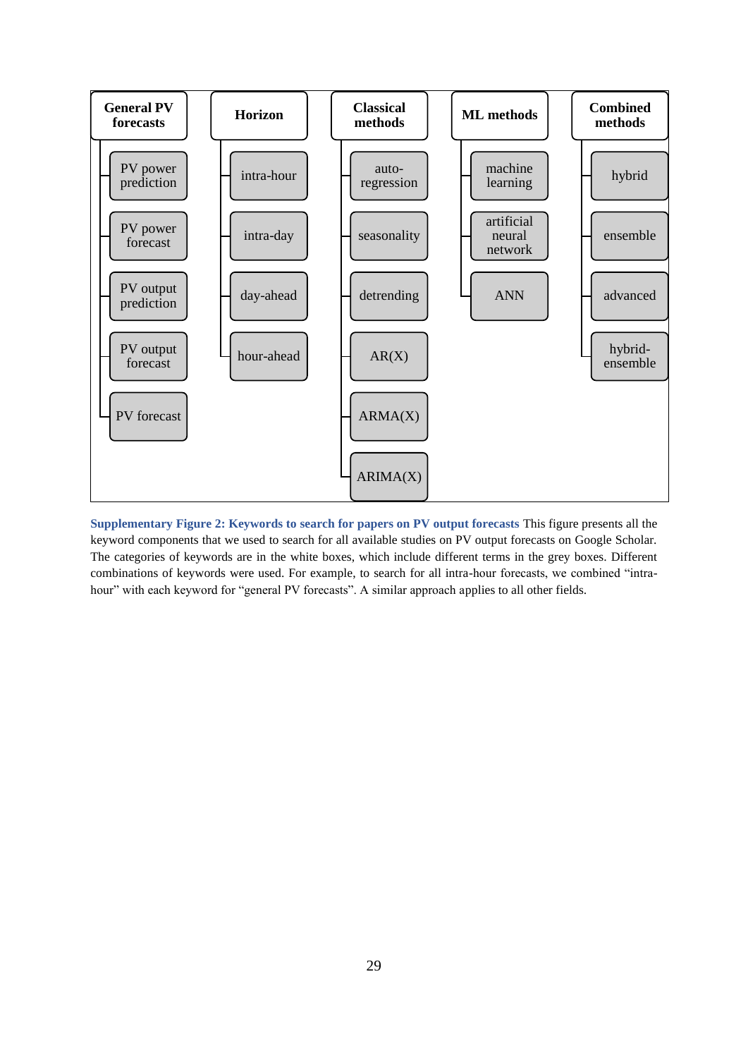| General PV forecasts | Horizon | Classical methods | ML methods | Combined methods |
| --- | --- | --- | --- | --- |
| PV power prediction | intra-hour | auto-regression | machine learning | hybrid |
| PV power forecast | intra-day | seasonality | artificial neural network | ensemble |
| PV output prediction | day-ahead | detrending | ANN | advanced |
| PV output forecast | hour-ahead | AR(X) | | hybrid-ensemble |
| PV forecast | | ARMA(X) | | |
| | | ARIMA(X) | | |

**Supplementary Figure 2: Keywords to search for papers on PV output forecasts** This figure presents all the keyword components that we used to search for all available studies on PV output forecasts on Google Scholar. The categories of keywords are in the white boxes, which include different terms in the grey boxes. Different combinations of keywords were used. For example, to search for all intra-hour forecasts, we combined "intra-hour" with each keyword for "general PV forecasts". A similar approach applies to all other fields.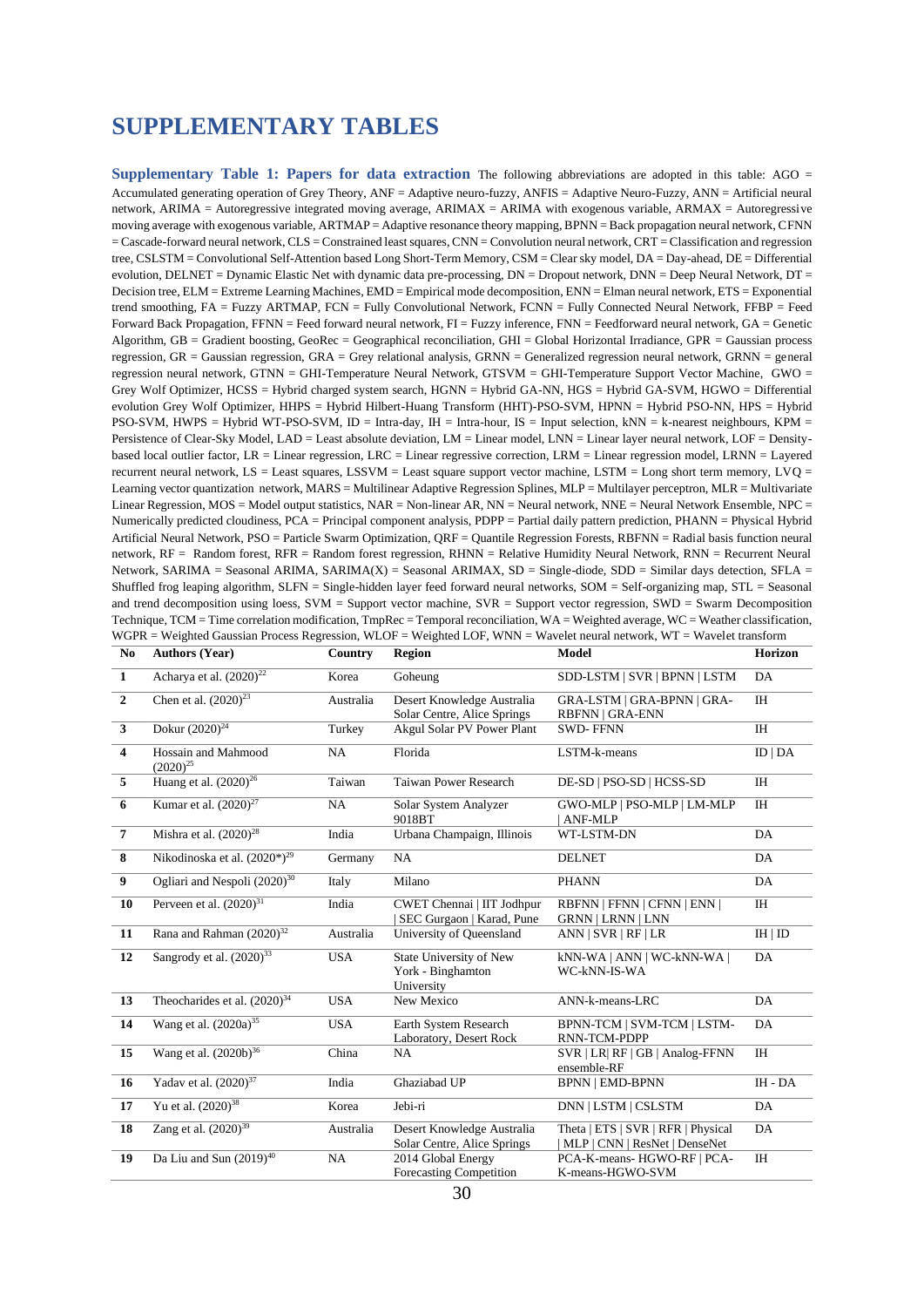# SUPPLEMENTARY TABLES

**Supplementary Table 1: Papers for data extraction** The following abbreviations are adopted in this table: AGO = Accumulated generating operation of Grey Theory, ANF = Adaptive neuro-fuzzy, ANFIS = Adaptive Neuro-Fuzzy, ANN = Artificial neural network, ARIMA = Autoregressive integrated moving average, ARIMAX = ARIMA with exogenous variable, ARMAX = Autoregressive moving average with exogenous variable, ARTMAP = Adaptive resonance theory mapping, BPNN = Back propagation neural network, CFNN = Cascade-forward neural network, CLS = Constrained least squares, CNN = Convolution neural network, CRT = Classification and regression tree, CSLSTM = Convolutional Self-Attention based Long Short-Term Memory, CSM = Clear sky model, DA = Day-ahead, DE = Differential evolution, DELNET = Dynamic Elastic Net with dynamic data pre-processing, DN = Dropout network, DNN = Deep Neural Network, DT = Decision tree, ELM = Extreme Learning Machines, EMD = Empirical mode decomposition, ENN = Elman neural network, ETS = Exponential trend smoothing, FA = Fuzzy ARTMAP, FCN = Fully Convolutional Network, FCNN = Fully Connected Neural Network, FFBP = Feed Forward Back Propagation, FFNN = Feed forward neural network, FI = Fuzzy inference, FNN = Feedforward neural network, GA = Genetic Algorithm, GB = Gradient boosting, GeoRec = Geographical reconciliation, GHI = Global Horizontal Irradiance, GPR = Gaussian process regression, GR = Gaussian regression, GRA = Grey relational analysis, GRNN = Generalized regression neural network, GRNN = general regression neural network, GTNN = GHI-Temperature Neural Network, GTSVM = GHI-Temperature Support Vector Machine, GWO = Grey Wolf Optimizer, HCSS = Hybrid charged system search, HGNN = Hybrid GA-NN, HGS = Hybrid GA-SVM, HGWO = Differential evolution Grey Wolf Optimizer, HHPS = Hybrid Hilbert-Huang Transform (HHT)-PSO-SVM, HPNN = Hybrid PSO-NN, HPS = Hybrid PSO-SVM, HWPS = Hybrid WT-PSO-SVM, ID = Intra-day, IH = Intra-hour, IS = Input selection, kNN = k-nearest neighbours, KPM = Persistence of Clear-Sky Model, LAD = Least absolute deviation, LM = Linear model, LNN = Linear layer neural network, LOF = Density-based local outlier factor, LR = Linear regression, LRC = Linear regressive correction, LRM = Linear regression model, LRNN = Layered recurrent neural network, LS = Least squares, LSSVM = Least square support vector machine, LSTM = Long short term memory, LVQ = Learning vector quantization network, MARS = Multilinear Adaptive Regression Splines, MLP = Multilayer perceptron, MLR = Multivariate Linear Regression, MOS = Model output statistics, NAR = Non-linear AR, NN = Neural network, NNE = Neural Network Ensemble, NPC = Numerically predicted cloudiness, PCA = Principal component analysis, PDPP = Partial daily pattern prediction, PHANN = Physical Hybrid Artificial Neural Network, PSO = Particle Swarm Optimization, QRF = Quantile Regression Forests, RBFNN = Radial basis function neural network, RF = Random forest, RFR = Random forest regression, RHNN = Relative Humidity Neural Network, RNN = Recurrent Neural Network, SARIMA = Seasonal ARIMA, SARIMA(X) = Seasonal ARIMAX, SD = Single-diode, SDD = Similar days detection, SFLA = Shuffled frog leaping algorithm, SLFN = Single-hidden layer feed forward neural networks, SOM = Self-organizing map, STL = Seasonal and trend decomposition using loess, SVM = Support vector machine, SVR = Support vector regression, SWD = Swarm Decomposition Technique, TCM = Time correlation modification, TmpRec = Temporal reconciliation, WA = Weighted average, WC = Weather classification, WGPR = Weighted Gaussian Process Regression, WLOF = Weighted LOF, WNN = Wavelet neural network, WT = Wavelet transform

| No | Authors (Year) | Country | Region | Model | Horizon |
|---|---|---|---|---|---|
| **1** | Acharya et al. (2020)[22] | Korea | Goheung | SDD-LSTM \| SVR \| BPNN \| LSTM | DA |
| **2** | Chen et al. (2020)[23] | Australia | Desert Knowledge Australia Solar Centre, Alice Springs | GRA-LSTM \| GRA-BPNN \| GRA-RBFNN \| GRA-ENN | IH |
| **3** | Dokur (2020)[24] | Turkey | Akgul Solar PV Power Plant | SWD- FFNN | IH |
| **4** | Hossain and Mahmood (2020)[25] | NA | Florida | LSTM-k-means | ID \| DA |
| **5** | Huang et al. (2020)[26] | Taiwan | Taiwan Power Research | DE-SD \| PSO-SD \| HCSS-SD | IH |
| **6** | Kumar et al. (2020)[27] | NA | Solar System Analyzer 9018BT | GWO-MLP \| PSO-MLP \| LM-MLP \| ANF-MLP | IH |
| **7** | Mishra et al. (2020)[28] | India | Urbana Champaign, Illinois | WT-LSTM-DN | DA |
| **8** | Nikodinoska et al. (2020*)[29] | Germany | NA | DELNET | DA |
| **9** | Ogliari and Nespoli (2020)[30] | Italy | Milano | PHANN | DA |
| **10** | Perveen et al. (2020)[31] | India | CWET Chennai \| IIT Jodhpur \| SEC Gurgaon \| Karad, Pune | RBFNN \| FFNN \| CFNN \| ENN \| GRNN \| LRNN \| LNN | IH |
| **11** | Rana and Rahman (2020)[32] | Australia | University of Queensland | ANN \| SVR \| RF \| LR | IH \| ID |
| **12** | Sangrody et al. (2020)[33] | USA | State University of New York - Binghamton University | kNN-WA \| ANN \| WC-kNN-WA \| WC-kNN-IS-WA | DA |
| **13** | Theocharides et al. (2020)[34] | USA | New Mexico | ANN-k-means-LRC | DA |
| **14** | Wang et al. (2020a)[35] | USA | Earth System Research Laboratory, Desert Rock | BPNN-TCM \| SVM-TCM \| LSTM-RNN-TCM-PDPP | DA |
| **15** | Wang et al. (2020b)[36] | China | NA | SVR \| LR\| RF \| GB \| Analog-FFNN ensemble-RF | IH |
| **16** | Yadav et al. (2020)[37] | India | Ghaziabad UP | BPNN \| EMD-BPNN | IH - DA |
| **17** | Yu et al. (2020)[38] | Korea | Jebi-ri | DNN \| LSTM \| CSLSTM | DA |
| **18** | Zang et al. (2020)[39] | Australia | Desert Knowledge Australia Solar Centre, Alice Springs | Theta \| ETS \| SVR \| RFR \| Physical \| MLP \| CNN \| ResNet \| DenseNet | DA |
| **19** | Da Liu and Sun (2019)[40] | NA | 2014 Global Energy Forecasting Competition | PCA-K-means- HGWO-RF \| PCA-K-means-HGWO-SVM | IH |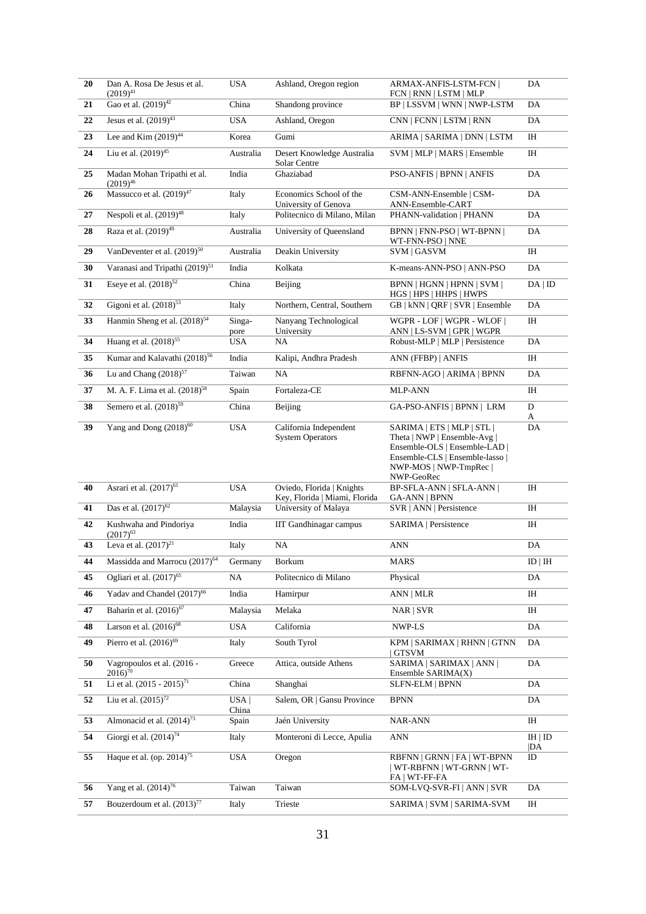| | | | | | |
|---|---|---|---|---|---|
| **20** | Dan A. Rosa De Jesus et al. (2019)[41] | USA | Ashland, Oregon region | ARMAX-ANFIS-LSTM-FCN \| FCN \| RNN \| LSTM \| MLP | DA |
| **21** | Gao et al. (2019)[42] | China | Shandong province | BP \| LSSVM \| WNN \| NWP-LSTM | DA |
| **22** | Jesus et al. (2019)[43] | USA | Ashland, Oregon | CNN \| FCNN \| LSTM \| RNN | DA |
| **23** | Lee and Kim (2019)[44] | Korea | Gumi | ARIMA \| SARIMA \| DNN \| LSTM | IH |
| **24** | Liu et al. (2019)[45] | Australia | Desert Knowledge Australia Solar Centre | SVM \| MLP \| MARS \| Ensemble | IH |
| **25** | Madan Mohan Tripathi et al. (2019)[46] | India | Ghaziabad | PSO-ANFIS \| BPNN \| ANFIS | DA |
| **26** | Massucco et al. (2019)[47] | Italy | Economics School of the University of Genova | CSM-ANN-Ensemble \| CSM-ANN-Ensemble-CART | DA |
| **27** | Nespoli et al. (2019)[48] | Italy | Politecnico di Milano, Milan | PHANN-validation \| PHANN | DA |
| **28** | Raza et al. (2019)[49] | Australia | University of Queensland | BPNN \| FNN-PSO \| WT-BPNN \| WT-FNN-PSO \| NNE | DA |
| **29** | VanDeventer et al. (2019)[50] | Australia | Deakin University | SVM \| GASVM | IH |
| **30** | Varanasi and Tripathi (2019)[51] | India | Kolkata | K-means-ANN-PSO \| ANN-PSO | DA |
| **31** | Eseye et al. (2018)[52] | China | Beijing | BPNN \| HGNN \| HPNN \| SVM \| HGS \| HPS \| HHPS \| HWPS | DA \| ID |
| **32** | Gigoni et al. (2018)[53] | Italy | Northern, Central, Southern | GB \| kNN \| QRF \| SVR \| Ensemble | DA |
| **33** | Hanmin Sheng et al. (2018)[54] | Singapore | Nanyang Technological University | WGPR - LOF \| WGPR - WLOF \| ANN \| LS-SVM \| GPR \| WGPR | IH |
| **34** | Huang et al. (2018)[55] | USA | NA | Robust-MLP \| MLP \| Persistence | DA |
| **35** | Kumar and Kalavathi (2018)[56] | India | Kalipi, Andhra Pradesh | ANN (FFBP) \| ANFIS | IH |
| **36** | Lu and Chang (2018)[57] | Taiwan | NA | RBFNN-AGO \| ARIMA \| BPNN | DA |
| **37** | M. A. F. Lima et al. (2018)[58] | Spain | Fortaleza-CE | MLP-ANN | IH |
| **38** | Semero et al. (2018)[59] | China | Beijing | GA-PSO-ANFIS \| BPNN \| LRM | DA |
| **39** | Yang and Dong (2018)[60] | USA | California Independent System Operators | SARIMA \| ETS \| MLP \| STL \| Theta \| NWP \| Ensemble-Avg \| Ensemble-OLS \| Ensemble-LAD \| Ensemble-CLS \| Ensemble-lasso \| NWP-MOS \| NWP-TmpRec \| NWP-GeoRec | DA |
| **40** | Asrari et al. (2017)[61] | USA | Oviedo, Florida \| Knights Key, Florida \| Miami, Florida | BP-SFLA-ANN \| SFLA-ANN \| GA-ANN \| BPNN | IH |
| **41** | Das et al. (2017)[62] | Malaysia | University of Malaya | SVR \| ANN \| Persistence | IH |
| **42** | Kushwaha and Pindoriya (2017)[63] | India | IIT Gandhinagar campus | SARIMA \| Persistence | IH |
| **43** | Leva et al. (2017)[21] | Italy | NA | ANN | DA |
| **44** | Massidda and Marrocu (2017)[64] | Germany | Borkum | MARS | ID \| IH |
| **45** | Ogliari et al. (2017)[65] | NA | Politecnico di Milano | Physical | DA |
| **46** | Yadav and Chandel (2017)[66] | India | Hamirpur | ANN \| MLR | IH |
| **47** | Baharin et al. (2016)[67] | Malaysia | Melaka | NAR \| SVR | IH |
| **48** | Larson et al. (2016)[68] | USA | California | NWP-LS | DA |
| **49** | Pierro et al. (2016)[69] | Italy | South Tyrol | KPM \| SARIMAX \| RHNN \| GTNN \| GTSVM | DA |
| **50** | Vagropoulos et al. (2016 - 2016)[70] | Greece | Attica, outside Athens | SARIMA \| SARIMAX \| ANN \| Ensemble SARIMA(X) | DA |
| **51** | Li et al. (2015 - 2015)[71] | China | Shanghai | SLFN-ELM \| BPNN | DA |
| **52** | Liu et al. (2015)[72] | USA \| China | Salem, OR \| Gansu Province | BPNN | DA |
| **53** | Almonacid et al. (2014)[73] | Spain | Jaén University | NAR-ANN | IH |
| **54** | Giorgi et al. (2014)[74] | Italy | Monteroni di Lecce, Apulia | ANN | IH \| ID \|DA |
| **55** | Haque et al. (op. 2014)[75] | USA | Oregon | RBFNN \| GRNN \| FA \| WT-BPNN \| WT-RBFNN \| WT-GRNN \| WT-FA \| WT-FF-FA | ID |
| **56** | Yang et al. (2014)[76] | Taiwan | Taiwan | SOM-LVQ-SVR-FI \| ANN \| SVR | DA |
| **57** | Bouzerdoum et al. (2013)[77] | Italy | Trieste | SARIMA \| SVM \| SARIMA-SVM | IH |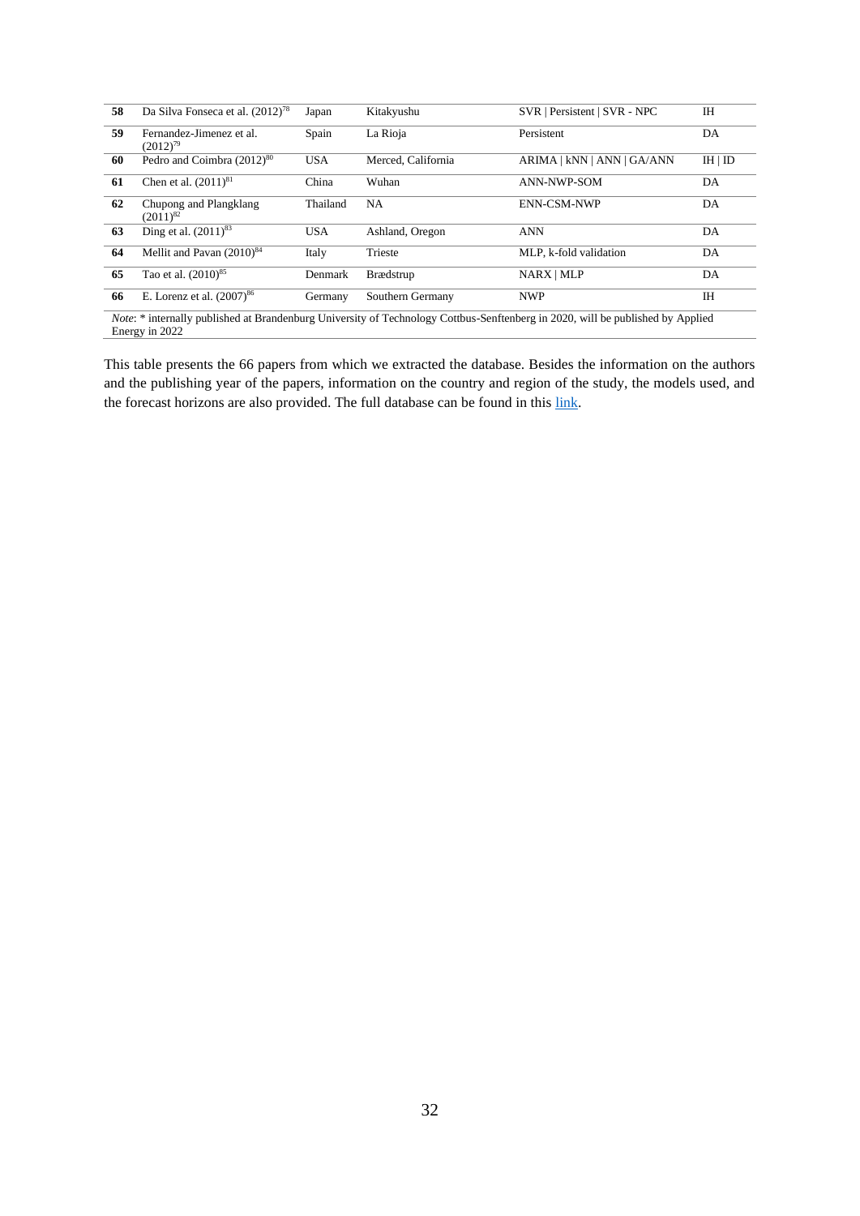| | | | | | |
|---|---|---|---|---|---|
| **58** | Da Silva Fonseca et al. (2012)[78] | Japan | Kitakyushu | SVR \| Persistent \| SVR - NPC | IH |
| **59** | Fernandez-Jimenez et al. (2012)[79] | Spain | La Rioja | Persistent | DA |
| **60** | Pedro and Coimbra (2012)[80] | USA | Merced, California | ARIMA \| kNN \| ANN \| GA/ANN | IH \| ID |
| **61** | Chen et al. (2011)[81] | China | Wuhan | ANN-NWP-SOM | DA |
| **62** | Chupong and Plangklang (2011)[82] | Thailand | NA | ENN-CSM-NWP | DA |
| **63** | Ding et al. (2011)[83] | USA | Ashland, Oregon | ANN | DA |
| **64** | Mellit and Pavan (2010)[84] | Italy | Trieste | MLP, k-fold validation | DA |
| **65** | Tao et al. (2010)[85] | Denmark | Brædstrup | NARX \| MLP | DA |
| **66** | E. Lorenz et al. (2007)[86] | Germany | Southern Germany | NWP | IH |

*Note*: * internally published at Brandenburg University of Technology Cottbus-Senftenberg in 2020, will be published by Applied Energy in 2022

This table presents the 66 papers from which we extracted the database. Besides the information on the authors and the publishing year of the papers, information on the country and region of the study, the models used, and the forecast horizons are also provided. The full database can be found in this link.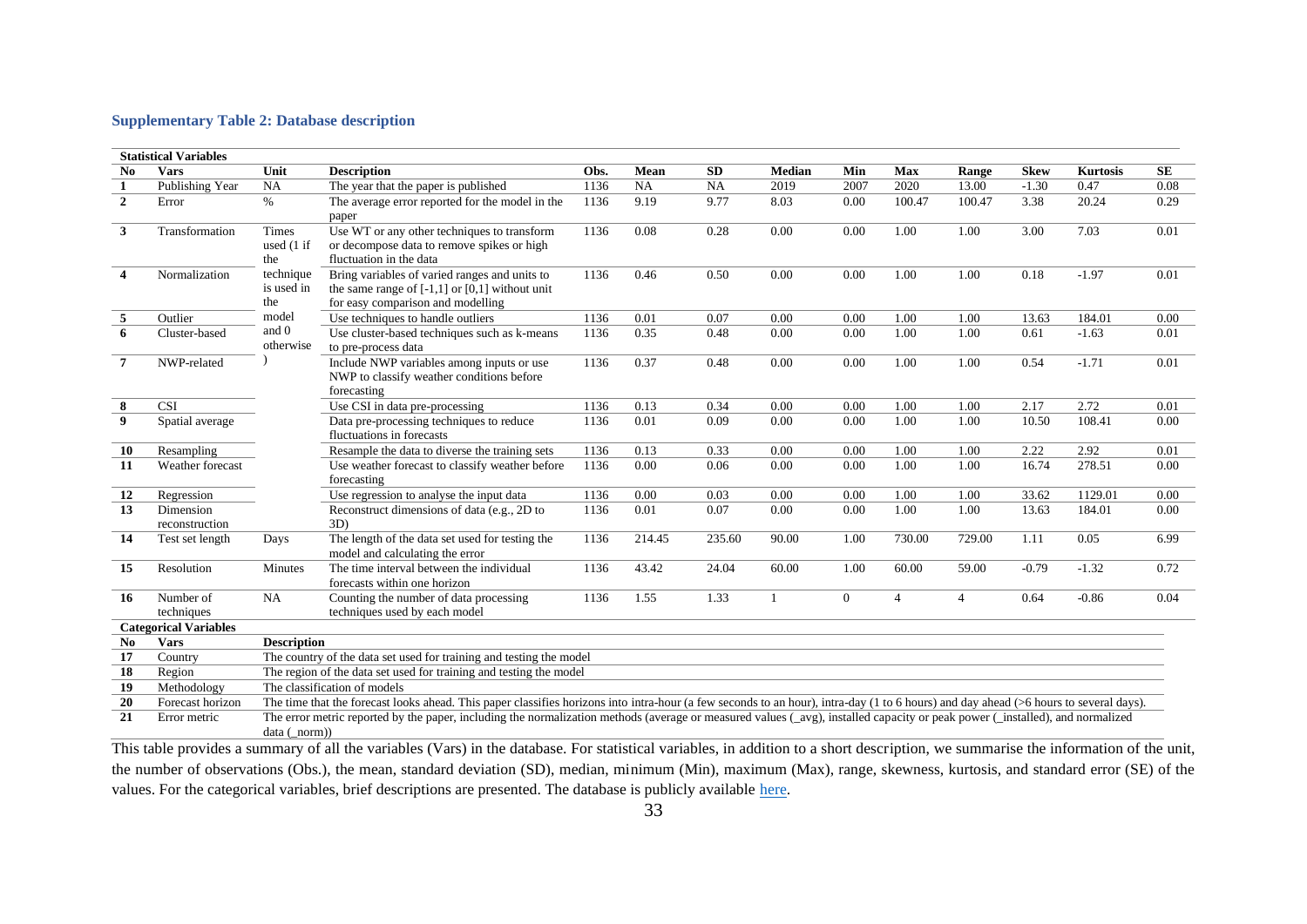### Supplementary Table 2: Database description

**Statistical Variables**

| No | Vars | Unit | Description | Obs. | Mean | SD | Median | Min | Max | Range | Skew | Kurtosis | SE |
|---|---|---|---|---|---|---|---|---|---|---|---|---|---|
| **1** | Publishing Year | NA | The year that the paper is published | 1136 | NA | NA | 2019 | 2007 | 2020 | 13.00 | -1.30 | 0.47 | 0.08 |
| **2** | Error | % | The average error reported for the model in the paper | 1136 | 9.19 | 9.77 | 8.03 | 0.00 | 100.47 | 100.47 | 3.38 | 20.24 | 0.29 |
| **3** | Transformation | Times used (1 if the technique is used in the model and 0 otherwise ) | Use WT or any other techniques to transform or decompose data to remove spikes or high fluctuation in the data | 1136 | 0.08 | 0.28 | 0.00 | 0.00 | 1.00 | 1.00 | 3.00 | 7.03 | 0.01 |
| **4** | Normalization | | Bring variables of varied ranges and units to the same range of [-1,1] or [0,1] without unit for easy comparison and modelling | 1136 | 0.46 | 0.50 | 0.00 | 0.00 | 1.00 | 1.00 | 0.18 | -1.97 | 0.01 |
| **5** | Outlier | | Use techniques to handle outliers | 1136 | 0.01 | 0.07 | 0.00 | 0.00 | 1.00 | 1.00 | 13.63 | 184.01 | 0.00 |
| **6** | Cluster-based | | Use cluster-based techniques such as k-means to pre-process data | 1136 | 0.35 | 0.48 | 0.00 | 0.00 | 1.00 | 1.00 | 0.61 | -1.63 | 0.01 |
| **7** | NWP-related | | Include NWP variables among inputs or use NWP to classify weather conditions before forecasting | 1136 | 0.37 | 0.48 | 0.00 | 0.00 | 1.00 | 1.00 | 0.54 | -1.71 | 0.01 |
| **8** | CSI | | Use CSI in data pre-processing | 1136 | 0.13 | 0.34 | 0.00 | 0.00 | 1.00 | 1.00 | 2.17 | 2.72 | 0.01 |
| **9** | Spatial average | | Data pre-processing techniques to reduce fluctuations in forecasts | 1136 | 0.01 | 0.09 | 0.00 | 0.00 | 1.00 | 1.00 | 10.50 | 108.41 | 0.00 |
| **10** | Resampling | | Resample the data to diverse the training sets | 1136 | 0.13 | 0.33 | 0.00 | 0.00 | 1.00 | 1.00 | 2.22 | 2.92 | 0.01 |
| **11** | Weather forecast | | Use weather forecast to classify weather before forecasting | 1136 | 0.00 | 0.06 | 0.00 | 0.00 | 1.00 | 1.00 | 16.74 | 278.51 | 0.00 |
| **12** | Regression | | Use regression to analyse the input data | 1136 | 0.00 | 0.03 | 0.00 | 0.00 | 1.00 | 1.00 | 33.62 | 1129.01 | 0.00 |
| **13** | Dimension reconstruction | | Reconstruct dimensions of data (e.g., 2D to 3D) | 1136 | 0.01 | 0.07 | 0.00 | 0.00 | 1.00 | 1.00 | 13.63 | 184.01 | 0.00 |
| **14** | Test set length | Days | The length of the data set used for testing the model and calculating the error | 1136 | 214.45 | 235.60 | 90.00 | 1.00 | 730.00 | 729.00 | 1.11 | 0.05 | 6.99 |
| **15** | Resolution | Minutes | The time interval between the individual forecasts within one horizon | 1136 | 43.42 | 24.04 | 60.00 | 1.00 | 60.00 | 59.00 | -0.79 | -1.32 | 0.72 |
| **16** | Number of techniques | NA | Counting the number of data processing techniques used by each model | 1136 | 1.55 | 1.33 | 1 | 0 | 4 | 4 | 0.64 | -0.86 | 0.04 |

**Categorical Variables**

| No | Vars | Description |
|---|---|---|
| **17** | Country | The country of the data set used for training and testing the model |
| **18** | Region | The region of the data set used for training and testing the model |
| **19** | Methodology | The classification of models |
| **20** | Forecast horizon | The time that the forecast looks ahead. This paper classifies horizons into intra-hour (a few seconds to an hour), intra-day (1 to 6 hours) and day ahead (>6 hours to several days). |
| **21** | Error metric | The error metric reported by the paper, including the normalization methods (average or measured values (_avg), installed capacity or peak power (_installed), and normalized data (_norm)) |

This table provides a summary of all the variables (Vars) in the database. For statistical variables, in addition to a short description, we summarise the information of the unit, the number of observations (Obs.), the mean, standard deviation (SD), median, minimum (Min), maximum (Max), range, skewness, kurtosis, and standard error (SE) of the values. For the categorical variables, brief descriptions are presented. The database is publicly available here.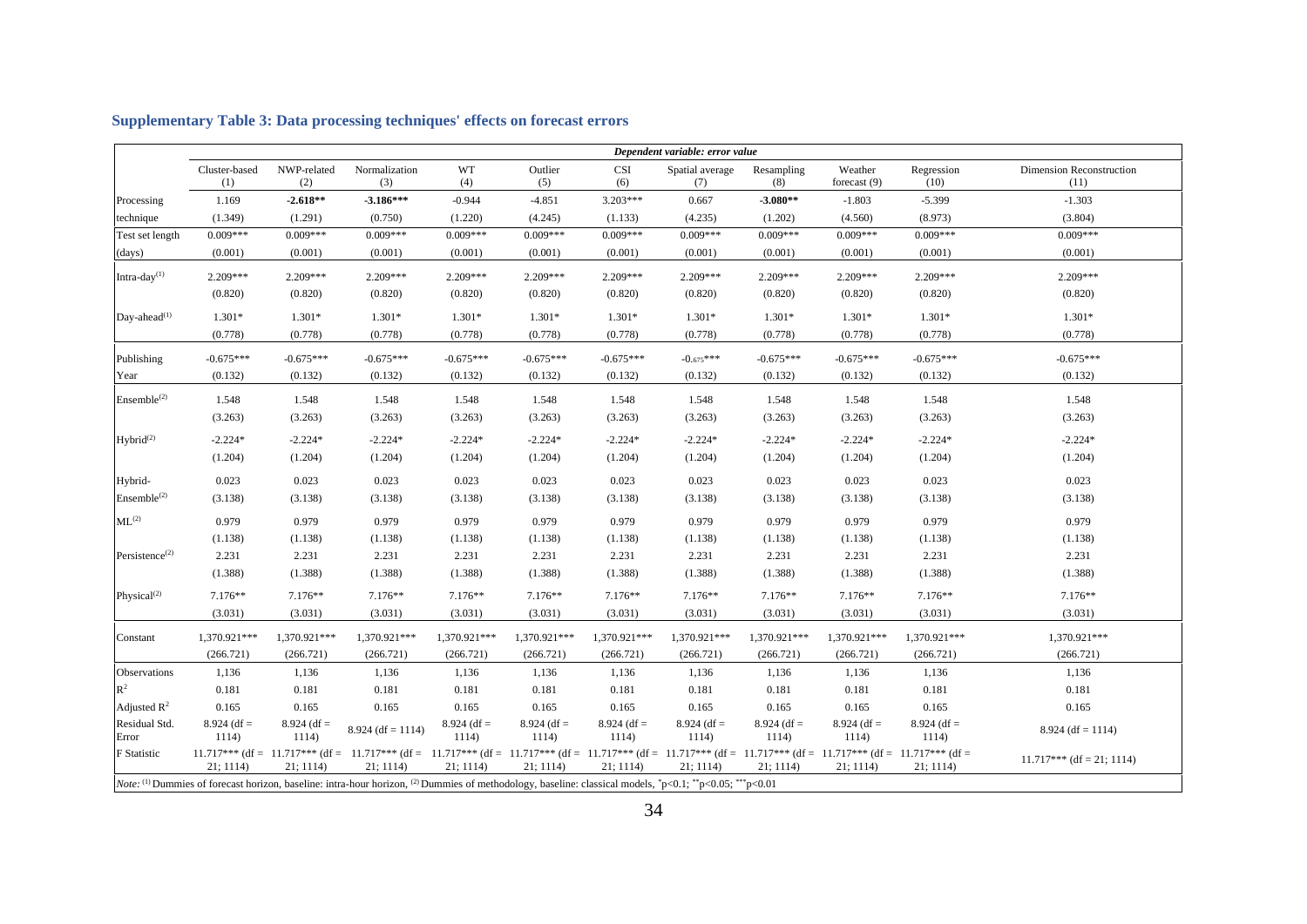## Supplementary Table 3: Data processing techniques' effects on forecast errors

| | Dependent variable: error value | | | | | | | | | | |
|---|---|---|---|---|---|---|---|---|---|---|---|
| | Cluster-based (1) | NWP-related (2) | Normalization (3) | WT (4) | Outlier (5) | CSI (6) | Spatial average (7) | Resampling (8) | Weather forecast (9) | Regression (10) | Dimension Reconstruction (11) |
| Processing technique | 1.169 | **-2.618**** | **-3.186***** | -0.944 | -4.851 | 3.203*** | 0.667 | **-3.080**** | -1.803 | -5.399 | -1.303 |
| | (1.349) | (1.291) | (0.750) | (1.220) | (4.245) | (1.133) | (4.235) | (1.202) | (4.560) | (8.973) | (3.804) |
| Test set length (days) | 0.009*** | 0.009*** | 0.009*** | 0.009*** | 0.009*** | 0.009*** | 0.009*** | 0.009*** | 0.009*** | 0.009*** | 0.009*** |
| | (0.001) | (0.001) | (0.001) | (0.001) | (0.001) | (0.001) | (0.001) | (0.001) | (0.001) | (0.001) | (0.001) |
| Intra-day[(1)] | 2.209*** | 2.209*** | 2.209*** | 2.209*** | 2.209*** | 2.209*** | 2.209*** | 2.209*** | 2.209*** | 2.209*** | 2.209*** |
| | (0.820) | (0.820) | (0.820) | (0.820) | (0.820) | (0.820) | (0.820) | (0.820) | (0.820) | (0.820) | (0.820) |
| Day-ahead[(1)] | 1.301* | 1.301* | 1.301* | 1.301* | 1.301* | 1.301* | 1.301* | 1.301* | 1.301* | 1.301* | 1.301* |
| | (0.778) | (0.778) | (0.778) | (0.778) | (0.778) | (0.778) | (0.778) | (0.778) | (0.778) | (0.778) | (0.778) |
| Publishing Year | -0.675*** | -0.675*** | -0.675*** | -0.675*** | -0.675*** | -0.675*** | -0.675*** | -0.675*** | -0.675*** | -0.675*** | -0.675*** |
| | (0.132) | (0.132) | (0.132) | (0.132) | (0.132) | (0.132) | (0.132) | (0.132) | (0.132) | (0.132) | (0.132) |
| Ensemble[(2)] | 1.548 | 1.548 | 1.548 | 1.548 | 1.548 | 1.548 | 1.548 | 1.548 | 1.548 | 1.548 | 1.548 |
| | (3.263) | (3.263) | (3.263) | (3.263) | (3.263) | (3.263) | (3.263) | (3.263) | (3.263) | (3.263) | (3.263) |
| Hybrid[(2)] | -2.224* | -2.224* | -2.224* | -2.224* | -2.224* | -2.224* | -2.224* | -2.224* | -2.224* | -2.224* | -2.224* |
| | (1.204) | (1.204) | (1.204) | (1.204) | (1.204) | (1.204) | (1.204) | (1.204) | (1.204) | (1.204) | (1.204) |
| Hybrid-Ensemble[(2)] | 0.023 | 0.023 | 0.023 | 0.023 | 0.023 | 0.023 | 0.023 | 0.023 | 0.023 | 0.023 | 0.023 |
| | (3.138) | (3.138) | (3.138) | (3.138) | (3.138) | (3.138) | (3.138) | (3.138) | (3.138) | (3.138) | (3.138) |
| ML[(2)] | 0.979 | 0.979 | 0.979 | 0.979 | 0.979 | 0.979 | 0.979 | 0.979 | 0.979 | 0.979 | 0.979 |
| | (1.138) | (1.138) | (1.138) | (1.138) | (1.138) | (1.138) | (1.138) | (1.138) | (1.138) | (1.138) | (1.138) |
| Persistence[(2)] | 2.231 | 2.231 | 2.231 | 2.231 | 2.231 | 2.231 | 2.231 | 2.231 | 2.231 | 2.231 | 2.231 |
| | (1.388) | (1.388) | (1.388) | (1.388) | (1.388) | (1.388) | (1.388) | (1.388) | (1.388) | (1.388) | (1.388) |
| Physical[(2)] | 7.176** | 7.176** | 7.176** | 7.176** | 7.176** | 7.176** | 7.176** | 7.176** | 7.176** | 7.176** | 7.176** |
| | (3.031) | (3.031) | (3.031) | (3.031) | (3.031) | (3.031) | (3.031) | (3.031) | (3.031) | (3.031) | (3.031) |
| Constant | 1,370.921*** | 1,370.921*** | 1,370.921*** | 1,370.921*** | 1,370.921*** | 1,370.921*** | 1,370.921*** | 1,370.921*** | 1,370.921*** | 1,370.921*** | 1,370.921*** |
| | (266.721) | (266.721) | (266.721) | (266.721) | (266.721) | (266.721) | (266.721) | (266.721) | (266.721) | (266.721) | (266.721) |
| Observations | 1,136 | 1,136 | 1,136 | 1,136 | 1,136 | 1,136 | 1,136 | 1,136 | 1,136 | 1,136 | 1,136 |
| $R^2$ | 0.181 | 0.181 | 0.181 | 0.181 | 0.181 | 0.181 | 0.181 | 0.181 | 0.181 | 0.181 | 0.181 |
| Adjusted $R^2$ | 0.165 | 0.165 | 0.165 | 0.165 | 0.165 | 0.165 | 0.165 | 0.165 | 0.165 | 0.165 | 0.165 |
| Residual Std. Error | 8.924 (df = 1114) | 8.924 (df = 1114) | 8.924 (df = 1114) | 8.924 (df = 1114) | 8.924 (df = 1114) | 8.924 (df = 1114) | 8.924 (df = 1114) | 8.924 (df = 1114) | 8.924 (df = 1114) | 8.924 (df = 1114) | 8.924 (df = 1114) |
| F Statistic | 11.717*** (df = 21; 1114) | 11.717*** (df = 21; 1114) | 11.717*** (df = 21; 1114) | 11.717*** (df = 21; 1114) | 11.717*** (df = 21; 1114) | 11.717*** (df = 21; 1114) | 11.717*** (df = 21; 1114) | 11.717*** (df = 21; 1114) | 11.717*** (df = 21; 1114) | 11.717*** (df = 21; 1114) | 11.717*** (df = 21; 1114) |

*Note:* [(1)] Dummies of forecast horizon, baseline: intra-hour horizon, [(2)] Dummies of methodology, baseline: classical models, *p<0.1; **p<0.05; ***p<0.01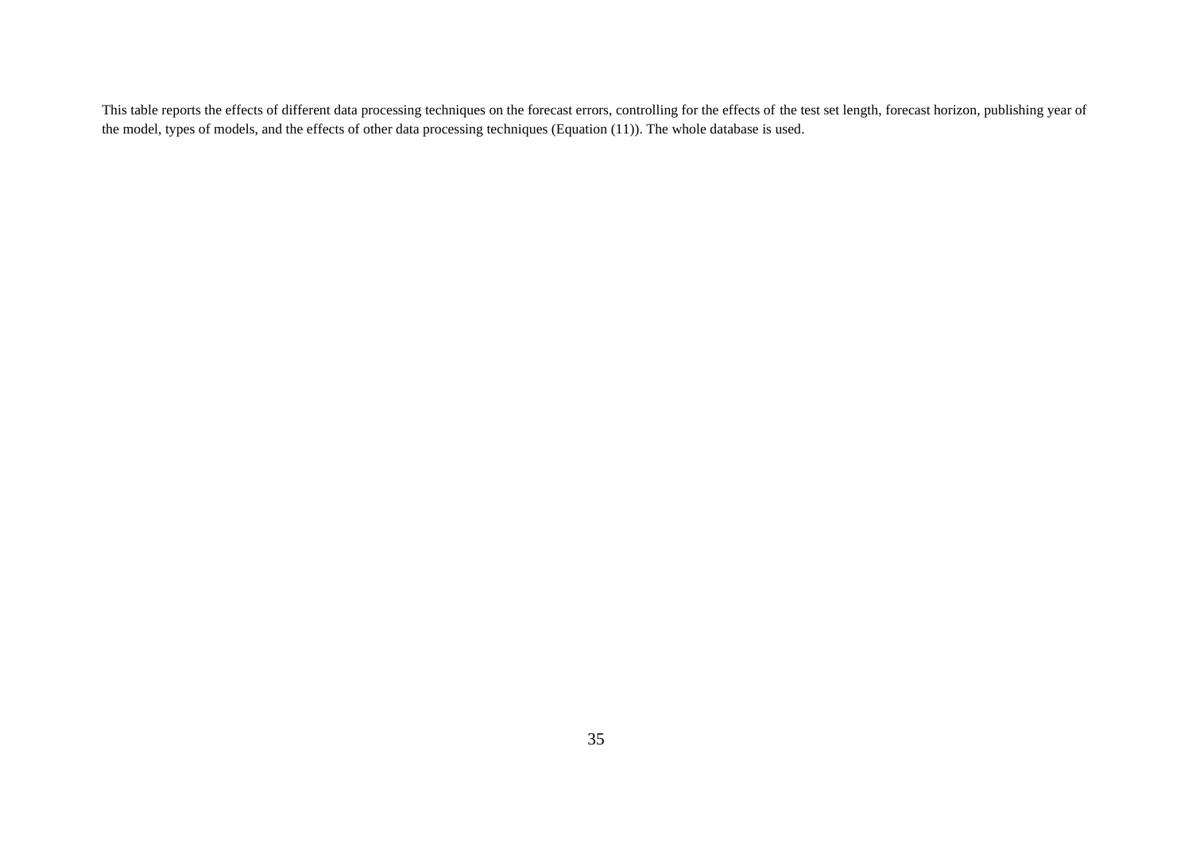This table reports the effects of different data processing techniques on the forecast errors, controlling for the effects of the test set length, forecast horizon, publishing year of the model, types of models, and the effects of other data processing techniques (Equation (11)). The whole database is used.